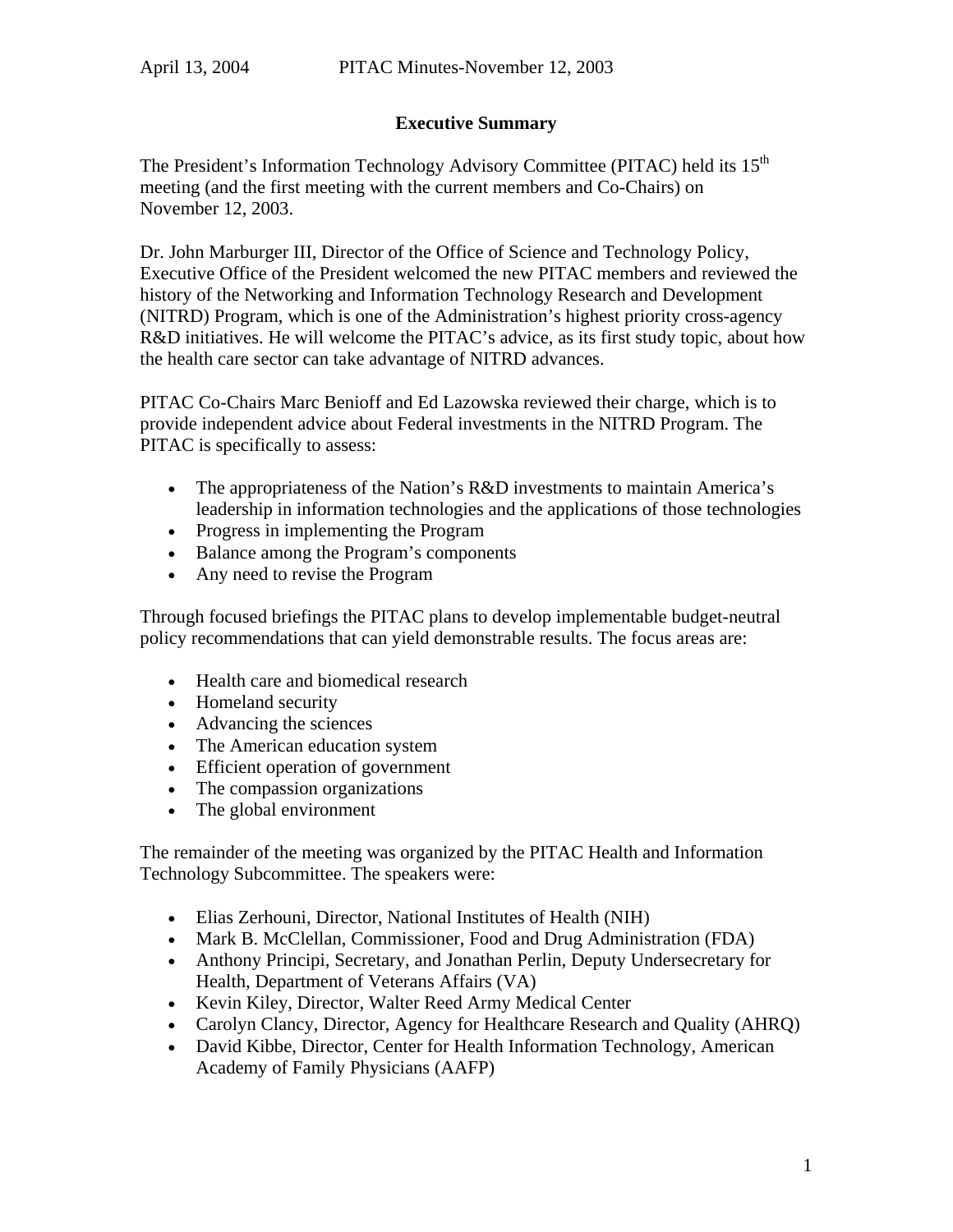# Executive Summary

The President's Information Technology Advisory Committee (PITAC) held its 15th meeting (and the first meeting with the current members and Co-Chairs) on November 12, 2003.

Dr. John Marburger III, Director of the Office of Science and Technology Policy, Executive Office of the President welcomed the new PITAC members and reviewed the history of the Networking and Information Technology Research and Development (NITRD) Program, which is one of the Administration's highest priority cross-agency R&D initiatives. He will welcome the PITAC's advice, as its first study topic, about how the health care sector can take advantage of NITRD advances.

PITAC Co-Chairs Marc Benioff and Ed Lazowska reviewed their charge, which is to provide independent advice about Federal investments in the NITRD Program. The PITAC is specifically to assess:

- The appropriateness of the Nation's R&D investments to maintain America's leadership in information technologies and the applications of those technologies
- Progress in implementing the Program
- Balance among the Program's components
- Any need to revise the Program

Through focused briefings the PITAC plans to develop implementable budget-neutral policy recommendations that can yield demonstrable results. The focus areas are:

- Health care and biomedical research
- Homeland security
- Advancing the sciences
- The American education system
- Efficient operation of government
- The compassion organizations
- The global environment

The remainder of the meeting was organized by the PITAC Health and Information Technology Subcommittee. The speakers were:

- Elias Zerhouni, Director, National Institutes of Health (NIH)
- Mark B. McClellan, Commissioner, Food and Drug Administration (FDA)
- Anthony Principi, Secretary, and Jonathan Perlin, Deputy Undersecretary for Health, Department of Veterans Affairs (VA)
- Kevin Kiley, Director, Walter Reed Army Medical Center
- Carolyn Clancy, Director, Agency for Healthcare Research and Quality (AHRQ)
- David Kibbe, Director, Center for Health Information Technology, American Academy of Family Physicians (AAFP)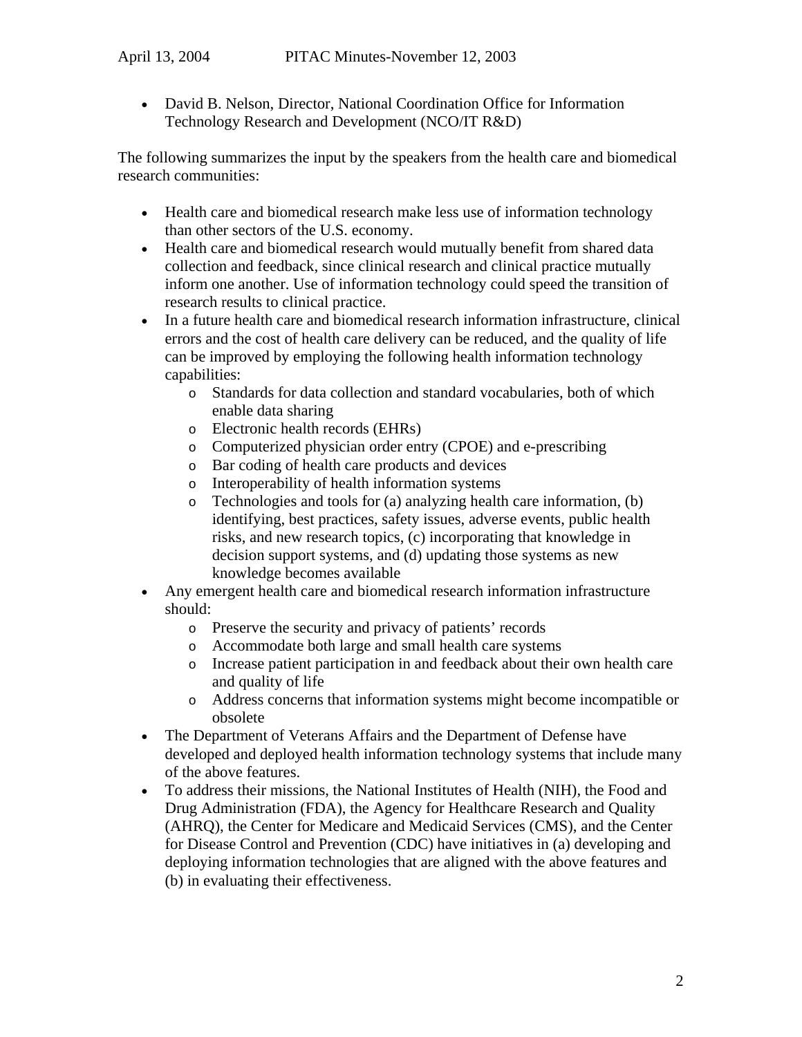- David B. Nelson, Director, National Coordination Office for Information Technology Research and Development (NCO/IT R&D)

The following summarizes the input by the speakers from the health care and biomedical research communities:

- Health care and biomedical research make less use of information technology than other sectors of the U.S. economy.
- Health care and biomedical research would mutually benefit from shared data collection and feedback, since clinical research and clinical practice mutually inform one another. Use of information technology could speed the transition of research results to clinical practice.
- In a future health care and biomedical research information infrastructure, clinical errors and the cost of health care delivery can be reduced, and the quality of life can be improved by employing the following health information technology capabilities:
    - Standards for data collection and standard vocabularies, both of which enable data sharing
    - Electronic health records (EHRs)
    - Computerized physician order entry (CPOE) and e-prescribing
    - Bar coding of health care products and devices
    - Interoperability of health information systems
    - Technologies and tools for (a) analyzing health care information, (b) identifying, best practices, safety issues, adverse events, public health risks, and new research topics, (c) incorporating that knowledge in decision support systems, and (d) updating those systems as new knowledge becomes available
- Any emergent health care and biomedical research information infrastructure should:
    - Preserve the security and privacy of patients' records
    - Accommodate both large and small health care systems
    - Increase patient participation in and feedback about their own health care and quality of life
    - Address concerns that information systems might become incompatible or obsolete
- The Department of Veterans Affairs and the Department of Defense have developed and deployed health information technology systems that include many of the above features.
- To address their missions, the National Institutes of Health (NIH), the Food and Drug Administration (FDA), the Agency for Healthcare Research and Quality (AHRQ), the Center for Medicare and Medicaid Services (CMS), and the Center for Disease Control and Prevention (CDC) have initiatives in (a) developing and deploying information technologies that are aligned with the above features and (b) in evaluating their effectiveness.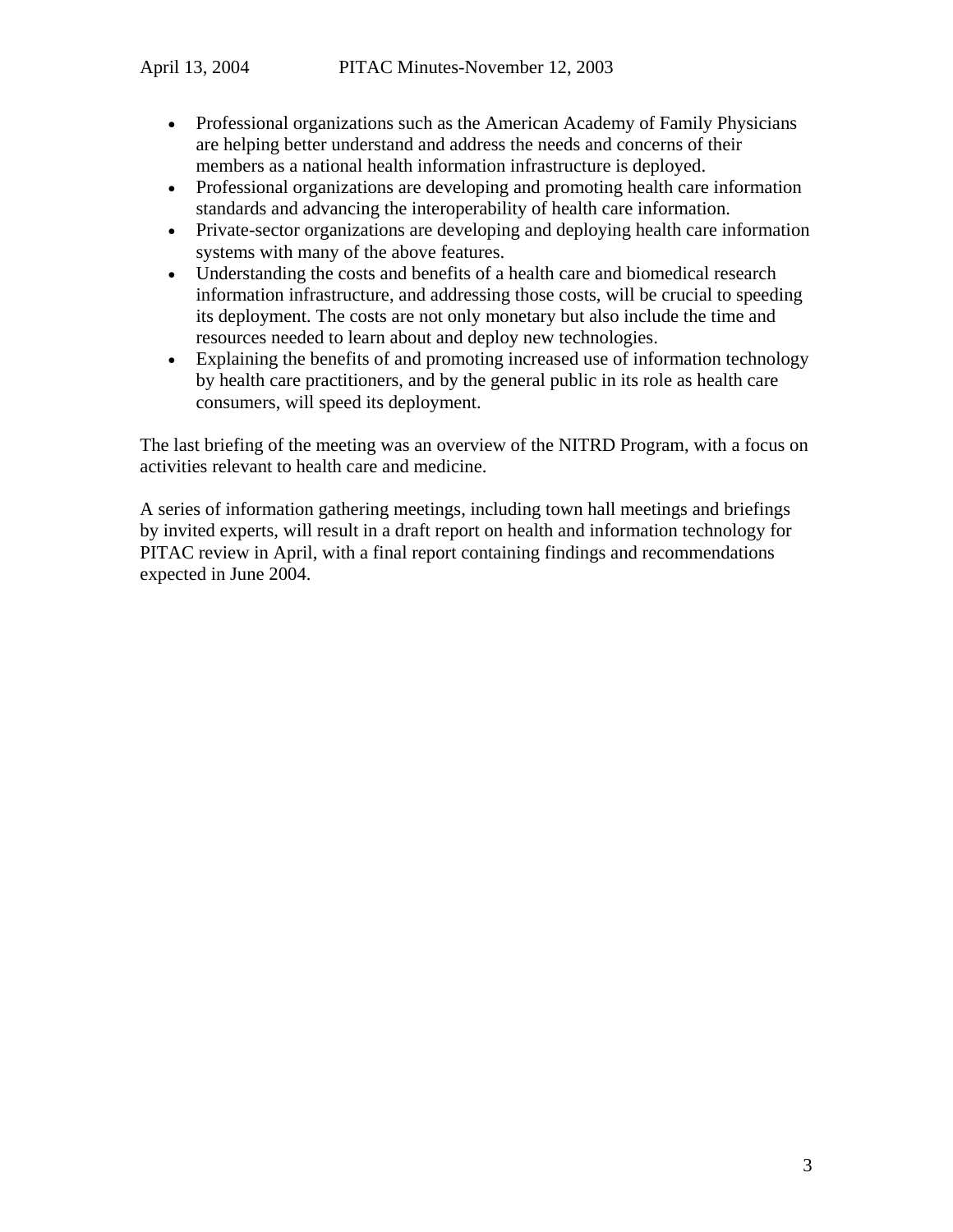- Professional organizations such as the American Academy of Family Physicians are helping better understand and address the needs and concerns of their members as a national health information infrastructure is deployed.
- Professional organizations are developing and promoting health care information standards and advancing the interoperability of health care information.
- Private-sector organizations are developing and deploying health care information systems with many of the above features.
- Understanding the costs and benefits of a health care and biomedical research information infrastructure, and addressing those costs, will be crucial to speeding its deployment. The costs are not only monetary but also include the time and resources needed to learn about and deploy new technologies.
- Explaining the benefits of and promoting increased use of information technology by health care practitioners, and by the general public in its role as health care consumers, will speed its deployment.

The last briefing of the meeting was an overview of the NITRD Program, with a focus on activities relevant to health care and medicine.

A series of information gathering meetings, including town hall meetings and briefings by invited experts, will result in a draft report on health and information technology for PITAC review in April, with a final report containing findings and recommendations expected in June 2004.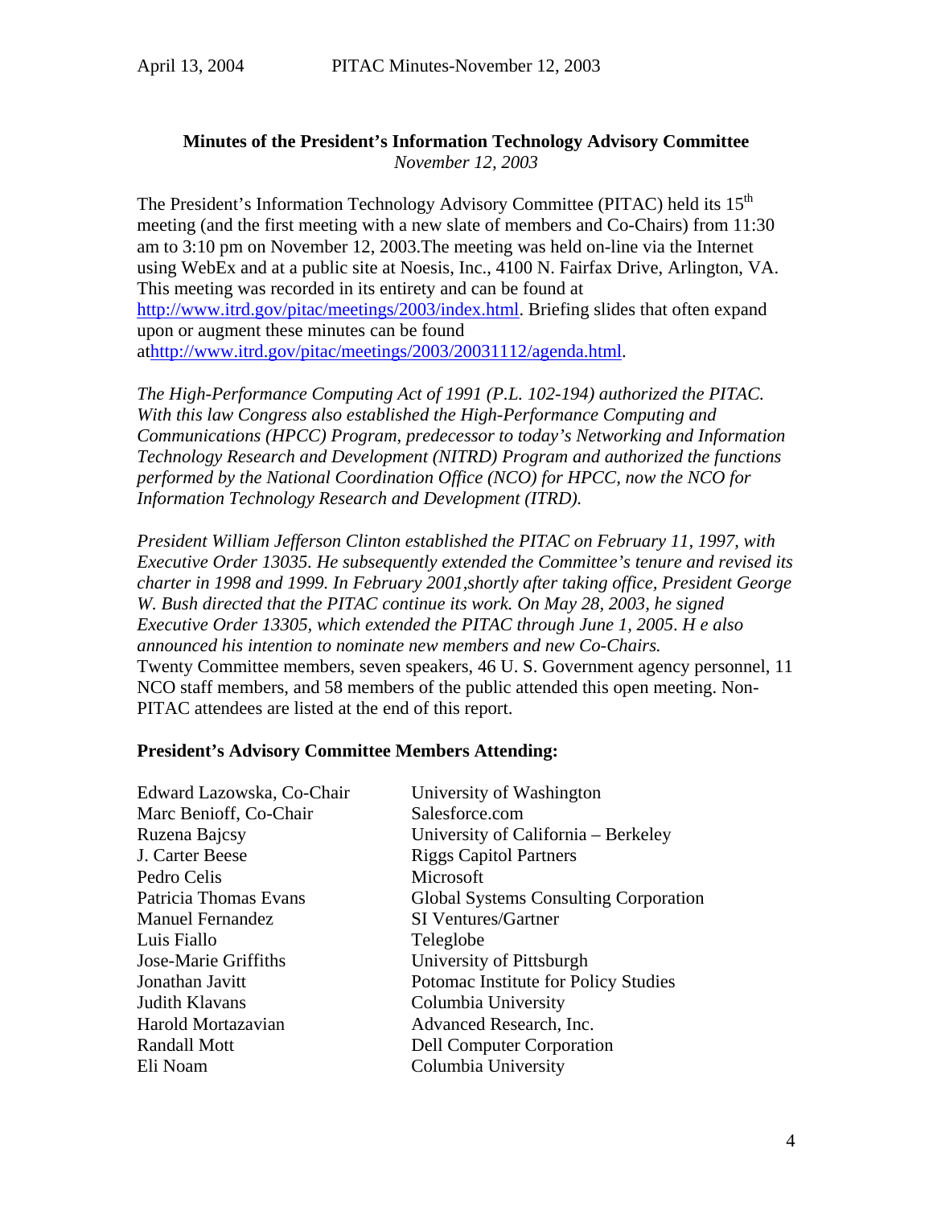**Minutes of the President's Information Technology Advisory Committee**
*November 12, 2003*

The President's Information Technology Advisory Committee (PITAC) held its 15th meeting (and the first meeting with a new slate of members and Co-Chairs) from 11:30 am to 3:10 pm on November 12, 2003.The meeting was held on-line via the Internet using WebEx and at a public site at Noesis, Inc., 4100 N. Fairfax Drive, Arlington, VA. This meeting was recorded in its entirety and can be found at http://www.itrd.gov/pitac/meetings/2003/index.html. Briefing slides that often expand upon or augment these minutes can be found athttp://www.itrd.gov/pitac/meetings/2003/20031112/agenda.html.

*The High-Performance Computing Act of 1991 (P.L. 102-194) authorized the PITAC. With this law Congress also established the High-Performance Computing and Communications (HPCC) Program, predecessor to today's Networking and Information Technology Research and Development (NITRD) Program and authorized the functions performed by the National Coordination Office (NCO) for HPCC, now the NCO for Information Technology Research and Development (ITRD).*

*President William Jefferson Clinton established the PITAC on February 11, 1997, with Executive Order 13035. He subsequently extended the Committee's tenure and revised its charter in 1998 and 1999. In February 2001,shortly after taking office, President George W. Bush directed that the PITAC continue its work. On May 28, 2003, he signed Executive Order 13305, which extended the PITAC through June 1, 2005. H e also announced his intention to nominate new members and new Co-Chairs.*
Twenty Committee members, seven speakers, 46 U. S. Government agency personnel, 11 NCO staff members, and 58 members of the public attended this open meeting. Non-PITAC attendees are listed at the end of this report.

**President's Advisory Committee Members Attending:**

| | |
|---|---|
| Edward Lazowska, Co-Chair | University of Washington |
| Marc Benioff, Co-Chair | Salesforce.com |
| Ruzena Bajcsy | University of California – Berkeley |
| J. Carter Beese | Riggs Capitol Partners |
| Pedro Celis | Microsoft |
| Patricia Thomas Evans | Global Systems Consulting Corporation |
| Manuel Fernandez | SI Ventures/Gartner |
| Luis Fiallo | Teleglobe |
| Jose-Marie Griffiths | University of Pittsburgh |
| Jonathan Javitt | Potomac Institute for Policy Studies |
| Judith Klavans | Columbia University |
| Harold Mortazavian | Advanced Research, Inc. |
| Randall Mott | Dell Computer Corporation |
| Eli Noam | Columbia University |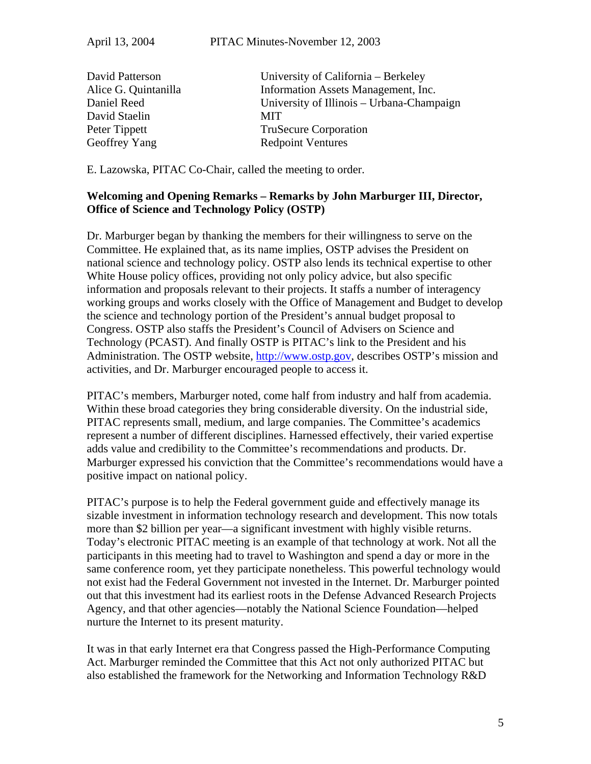| | |
|---|---|
| David Patterson | University of California – Berkeley |
| Alice G. Quintanilla | Information Assets Management, Inc. |
| Daniel Reed | University of Illinois – Urbana-Champaign |
| David Staelin | MIT |
| Peter Tippett | TruSecure Corporation |
| Geoffrey Yang | Redpoint Ventures |

E. Lazowska, PITAC Co-Chair, called the meeting to order.

**Welcoming and Opening Remarks – Remarks by John Marburger III, Director, Office of Science and Technology Policy (OSTP)**

Dr. Marburger began by thanking the members for their willingness to serve on the Committee. He explained that, as its name implies, OSTP advises the President on national science and technology policy. OSTP also lends its technical expertise to other White House policy offices, providing not only policy advice, but also specific information and proposals relevant to their projects. It staffs a number of interagency working groups and works closely with the Office of Management and Budget to develop the science and technology portion of the President's annual budget proposal to Congress. OSTP also staffs the President's Council of Advisers on Science and Technology (PCAST). And finally OSTP is PITAC's link to the President and his Administration. The OSTP website, http://www.ostp.gov, describes OSTP's mission and activities, and Dr. Marburger encouraged people to access it.

PITAC's members, Marburger noted, come half from industry and half from academia. Within these broad categories they bring considerable diversity. On the industrial side, PITAC represents small, medium, and large companies. The Committee's academics represent a number of different disciplines. Harnessed effectively, their varied expertise adds value and credibility to the Committee's recommendations and products. Dr. Marburger expressed his conviction that the Committee's recommendations would have a positive impact on national policy.

PITAC's purpose is to help the Federal government guide and effectively manage its sizable investment in information technology research and development. This now totals more than $2 billion per year—a significant investment with highly visible returns. Today's electronic PITAC meeting is an example of that technology at work. Not all the participants in this meeting had to travel to Washington and spend a day or more in the same conference room, yet they participate nonetheless. This powerful technology would not exist had the Federal Government not invested in the Internet. Dr. Marburger pointed out that this investment had its earliest roots in the Defense Advanced Research Projects Agency, and that other agencies—notably the National Science Foundation—helped nurture the Internet to its present maturity.

It was in that early Internet era that Congress passed the High-Performance Computing Act. Marburger reminded the Committee that this Act not only authorized PITAC but also established the framework for the Networking and Information Technology R&D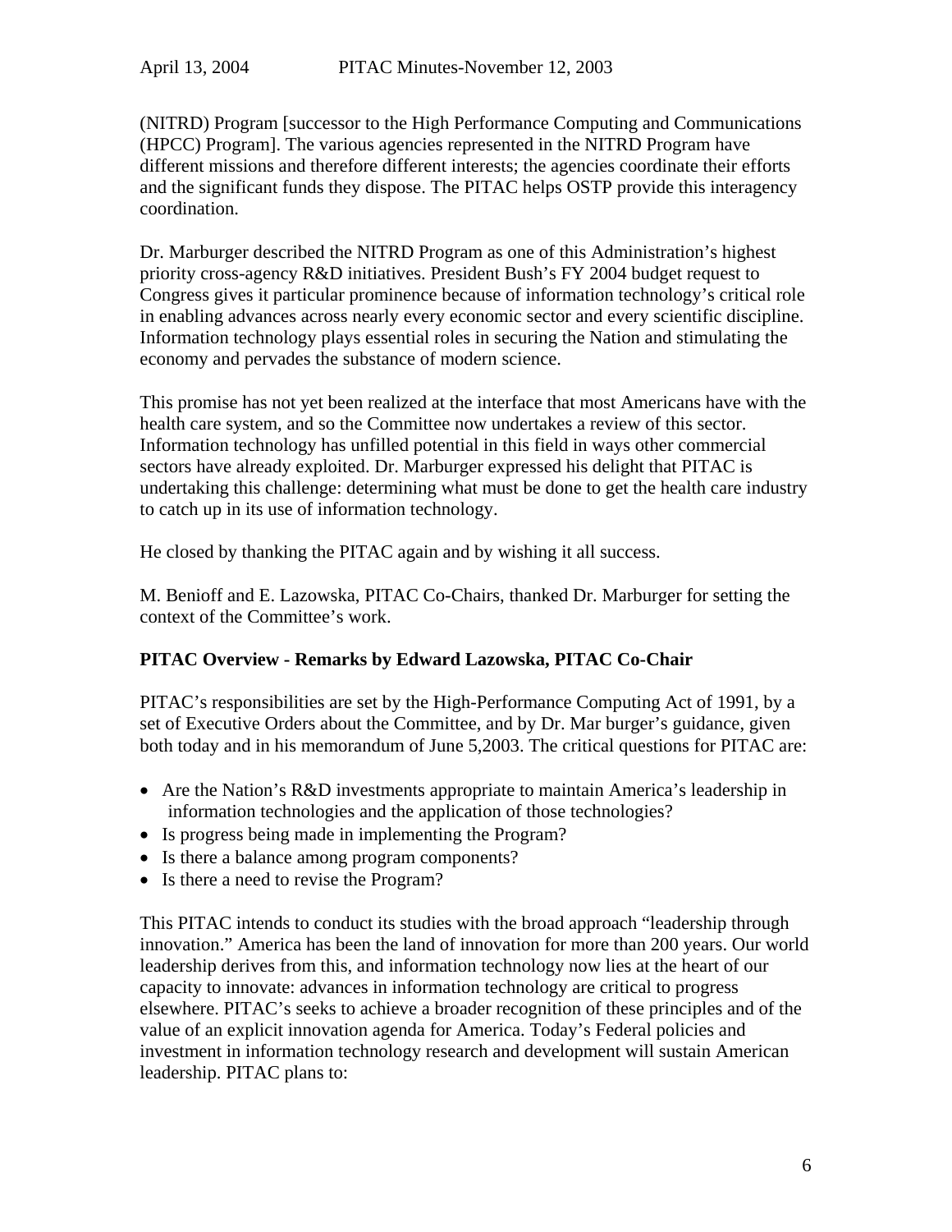(NITRD) Program [successor to the High Performance Computing and Communications (HPCC) Program]. The various agencies represented in the NITRD Program have different missions and therefore different interests; the agencies coordinate their efforts and the significant funds they dispose. The PITAC helps OSTP provide this interagency coordination.

Dr. Marburger described the NITRD Program as one of this Administration's highest priority cross-agency R&D initiatives. President Bush's FY 2004 budget request to Congress gives it particular prominence because of information technology's critical role in enabling advances across nearly every economic sector and every scientific discipline. Information technology plays essential roles in securing the Nation and stimulating the economy and pervades the substance of modern science.

This promise has not yet been realized at the interface that most Americans have with the health care system, and so the Committee now undertakes a review of this sector. Information technology has unfilled potential in this field in ways other commercial sectors have already exploited. Dr. Marburger expressed his delight that PITAC is undertaking this challenge: determining what must be done to get the health care industry to catch up in its use of information technology.

He closed by thanking the PITAC again and by wishing it all success.

M. Benioff and E. Lazowska, PITAC Co-Chairs, thanked Dr. Marburger for setting the context of the Committee's work.

**PITAC Overview - Remarks by Edward Lazowska, PITAC Co-Chair**

PITAC's responsibilities are set by the High-Performance Computing Act of 1991, by a set of Executive Orders about the Committee, and by Dr. Mar burger's guidance, given both today and in his memorandum of June 5,2003. The critical questions for PITAC are:

- Are the Nation's R&D investments appropriate to maintain America's leadership in information technologies and the application of those technologies?
- Is progress being made in implementing the Program?
- Is there a balance among program components?
- Is there a need to revise the Program?

This PITAC intends to conduct its studies with the broad approach "leadership through innovation." America has been the land of innovation for more than 200 years. Our world leadership derives from this, and information technology now lies at the heart of our capacity to innovate: advances in information technology are critical to progress elsewhere. PITAC's seeks to achieve a broader recognition of these principles and of the value of an explicit innovation agenda for America. Today's Federal policies and investment in information technology research and development will sustain American leadership. PITAC plans to: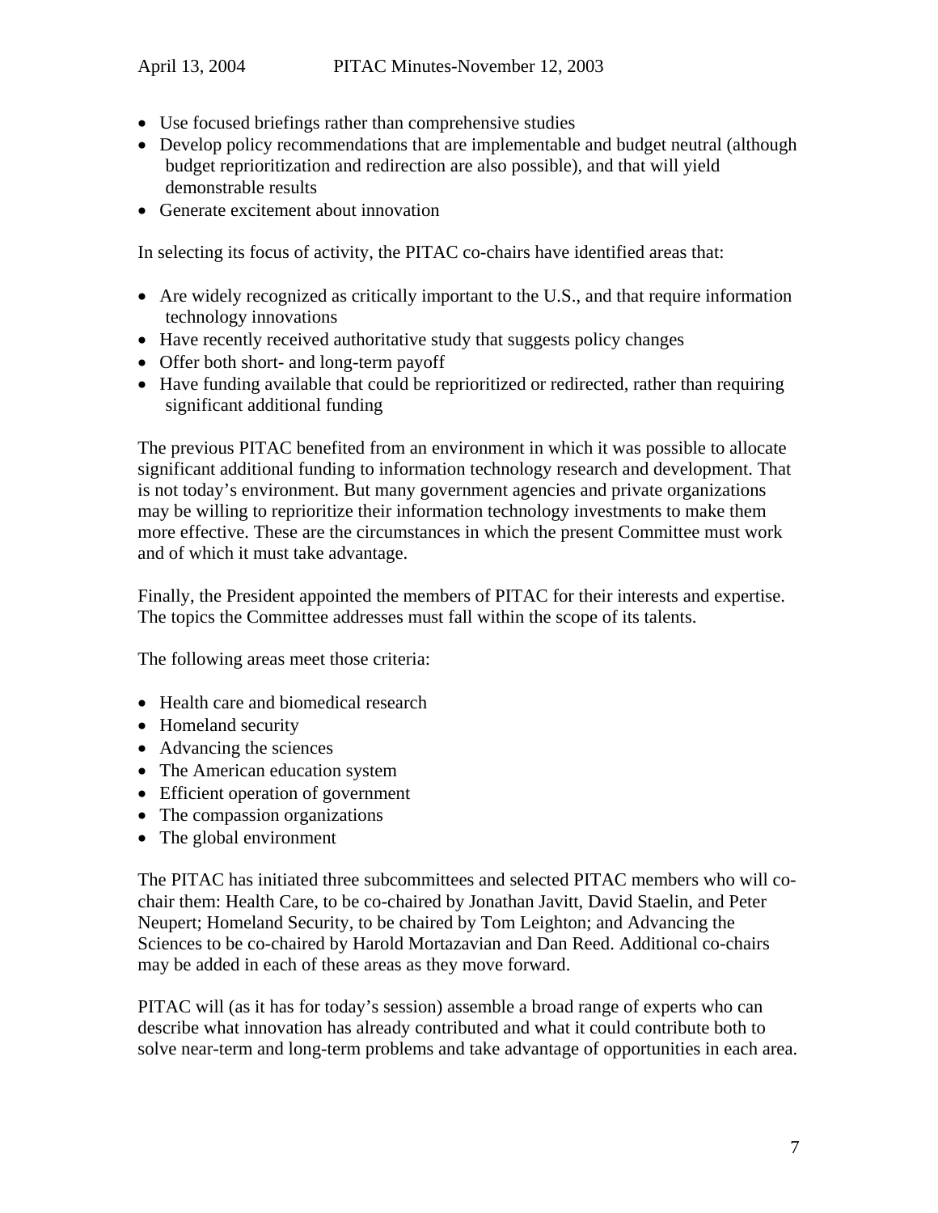- Use focused briefings rather than comprehensive studies
- Develop policy recommendations that are implementable and budget neutral (although budget reprioritization and redirection are also possible), and that will yield demonstrable results
- Generate excitement about innovation

In selecting its focus of activity, the PITAC co-chairs have identified areas that:

- Are widely recognized as critically important to the U.S., and that require information technology innovations
- Have recently received authoritative study that suggests policy changes
- Offer both short- and long-term payoff
- Have funding available that could be reprioritized or redirected, rather than requiring significant additional funding

The previous PITAC benefited from an environment in which it was possible to allocate significant additional funding to information technology research and development. That is not today's environment. But many government agencies and private organizations may be willing to reprioritize their information technology investments to make them more effective. These are the circumstances in which the present Committee must work and of which it must take advantage.

Finally, the President appointed the members of PITAC for their interests and expertise. The topics the Committee addresses must fall within the scope of its talents.

The following areas meet those criteria:

- Health care and biomedical research
- Homeland security
- Advancing the sciences
- The American education system
- Efficient operation of government
- The compassion organizations
- The global environment

The PITAC has initiated three subcommittees and selected PITAC members who will co-chair them: Health Care, to be co-chaired by Jonathan Javitt, David Staelin, and Peter Neupert; Homeland Security, to be chaired by Tom Leighton; and Advancing the Sciences to be co-chaired by Harold Mortazavian and Dan Reed. Additional co-chairs may be added in each of these areas as they move forward.

PITAC will (as it has for today's session) assemble a broad range of experts who can describe what innovation has already contributed and what it could contribute both to solve near-term and long-term problems and take advantage of opportunities in each area.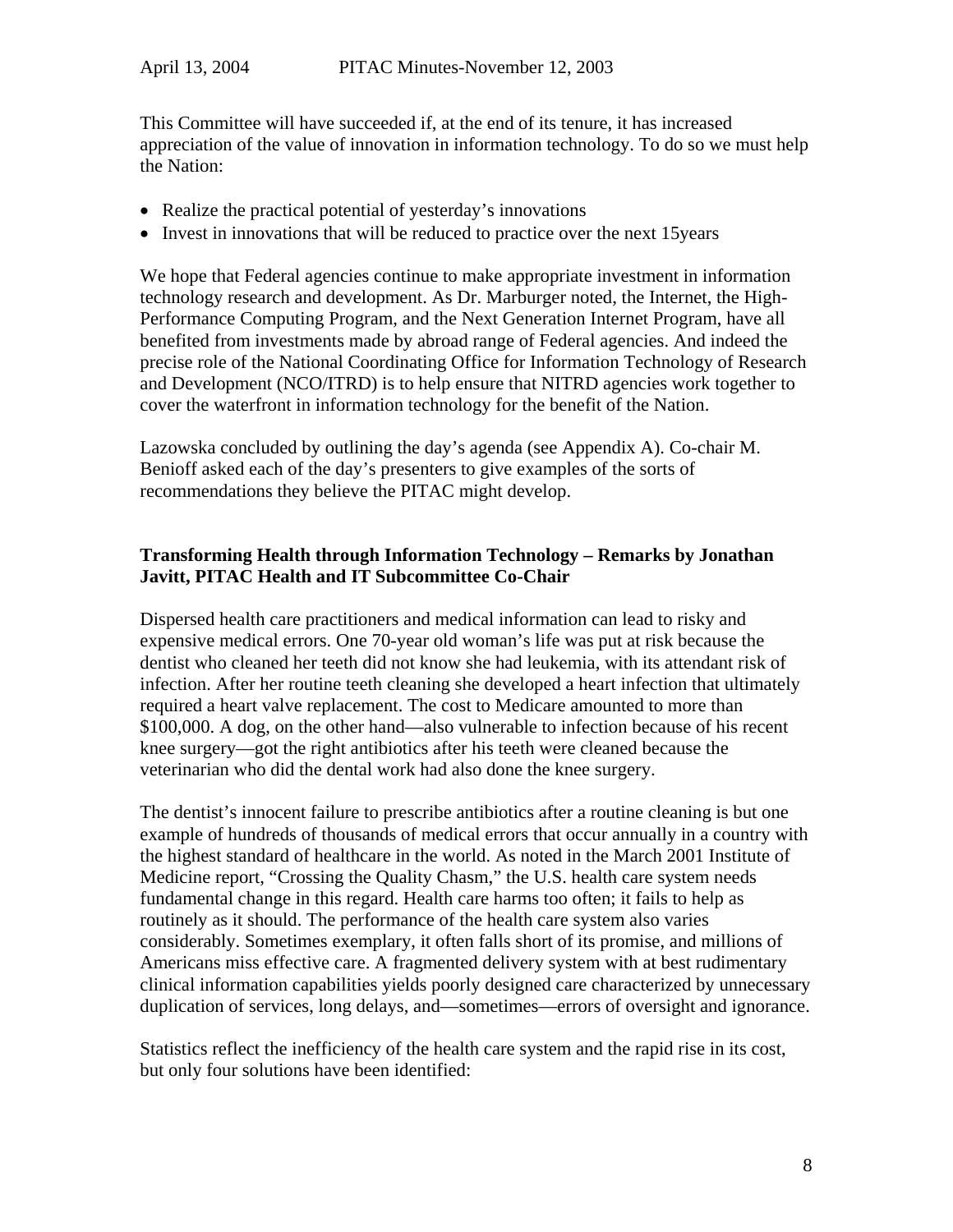This Committee will have succeeded if, at the end of its tenure, it has increased appreciation of the value of innovation in information technology. To do so we must help the Nation:

- Realize the practical potential of yesterday's innovations
- Invest in innovations that will be reduced to practice over the next 15years

We hope that Federal agencies continue to make appropriate investment in information technology research and development. As Dr. Marburger noted, the Internet, the High-Performance Computing Program, and the Next Generation Internet Program, have all benefited from investments made by abroad range of Federal agencies. And indeed the precise role of the National Coordinating Office for Information Technology of Research and Development (NCO/ITRD) is to help ensure that NITRD agencies work together to cover the waterfront in information technology for the benefit of the Nation.

Lazowska concluded by outlining the day's agenda (see Appendix A). Co-chair M. Benioff asked each of the day's presenters to give examples of the sorts of recommendations they believe the PITAC might develop.

**Transforming Health through Information Technology – Remarks by Jonathan Javitt, PITAC Health and IT Subcommittee Co-Chair**

Dispersed health care practitioners and medical information can lead to risky and expensive medical errors. One 70-year old woman's life was put at risk because the dentist who cleaned her teeth did not know she had leukemia, with its attendant risk of infection. After her routine teeth cleaning she developed a heart infection that ultimately required a heart valve replacement. The cost to Medicare amounted to more than $100,000. A dog, on the other hand—also vulnerable to infection because of his recent knee surgery—got the right antibiotics after his teeth were cleaned because the veterinarian who did the dental work had also done the knee surgery.

The dentist's innocent failure to prescribe antibiotics after a routine cleaning is but one example of hundreds of thousands of medical errors that occur annually in a country with the highest standard of healthcare in the world. As noted in the March 2001 Institute of Medicine report, "Crossing the Quality Chasm," the U.S. health care system needs fundamental change in this regard. Health care harms too often; it fails to help as routinely as it should. The performance of the health care system also varies considerably. Sometimes exemplary, it often falls short of its promise, and millions of Americans miss effective care. A fragmented delivery system with at best rudimentary clinical information capabilities yields poorly designed care characterized by unnecessary duplication of services, long delays, and—sometimes—errors of oversight and ignorance.

Statistics reflect the inefficiency of the health care system and the rapid rise in its cost, but only four solutions have been identified: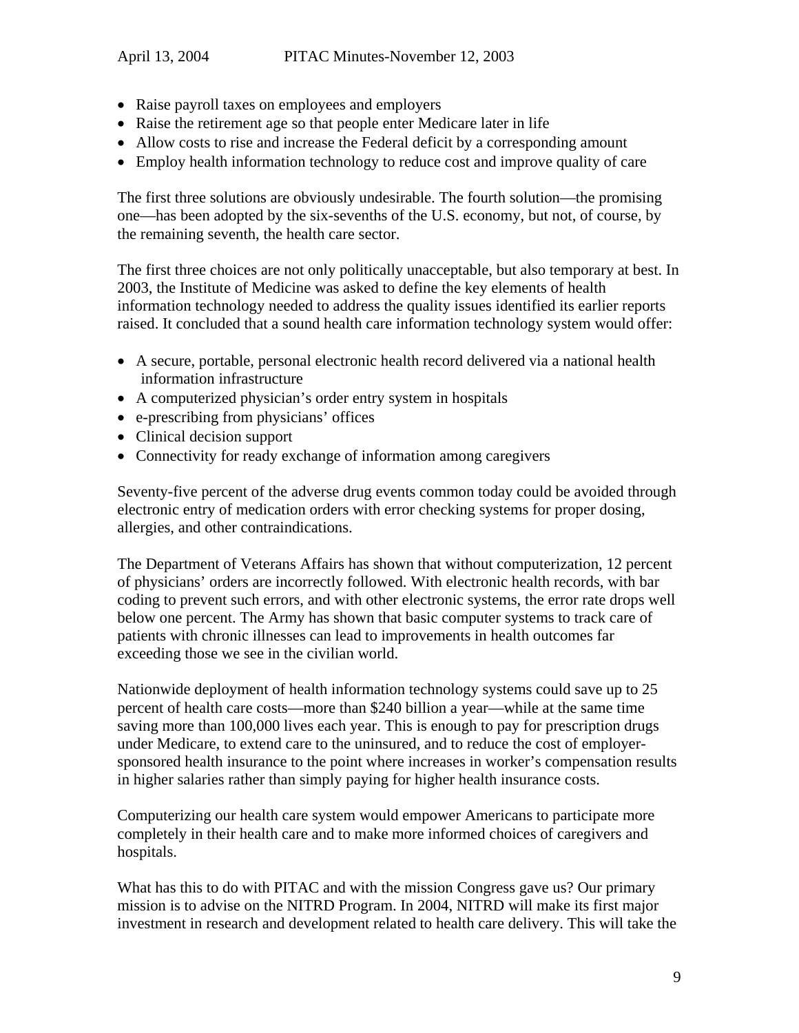- Raise payroll taxes on employees and employers
- Raise the retirement age so that people enter Medicare later in life
- Allow costs to rise and increase the Federal deficit by a corresponding amount
- Employ health information technology to reduce cost and improve quality of care

The first three solutions are obviously undesirable. The fourth solution—the promising one—has been adopted by the six-sevenths of the U.S. economy, but not, of course, by the remaining seventh, the health care sector.

The first three choices are not only politically unacceptable, but also temporary at best. In 2003, the Institute of Medicine was asked to define the key elements of health information technology needed to address the quality issues identified its earlier reports raised. It concluded that a sound health care information technology system would offer:

- A secure, portable, personal electronic health record delivered via a national health information infrastructure
- A computerized physician's order entry system in hospitals
- e-prescribing from physicians' offices
- Clinical decision support
- Connectivity for ready exchange of information among caregivers

Seventy-five percent of the adverse drug events common today could be avoided through electronic entry of medication orders with error checking systems for proper dosing, allergies, and other contraindications.

The Department of Veterans Affairs has shown that without computerization, 12 percent of physicians' orders are incorrectly followed. With electronic health records, with bar coding to prevent such errors, and with other electronic systems, the error rate drops well below one percent. The Army has shown that basic computer systems to track care of patients with chronic illnesses can lead to improvements in health outcomes far exceeding those we see in the civilian world.

Nationwide deployment of health information technology systems could save up to 25 percent of health care costs—more than $240 billion a year—while at the same time saving more than 100,000 lives each year. This is enough to pay for prescription drugs under Medicare, to extend care to the uninsured, and to reduce the cost of employer-sponsored health insurance to the point where increases in worker's compensation results in higher salaries rather than simply paying for higher health insurance costs.

Computerizing our health care system would empower Americans to participate more completely in their health care and to make more informed choices of caregivers and hospitals.

What has this to do with PITAC and with the mission Congress gave us? Our primary mission is to advise on the NITRD Program. In 2004, NITRD will make its first major investment in research and development related to health care delivery. This will take the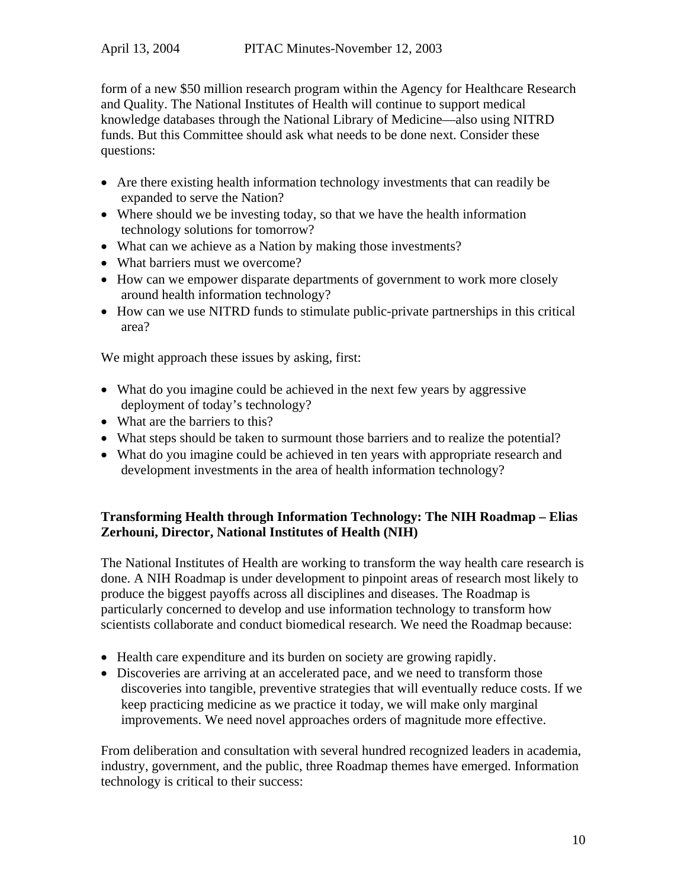form of a new $50 million research program within the Agency for Healthcare Research and Quality. The National Institutes of Health will continue to support medical knowledge databases through the National Library of Medicine—also using NITRD funds. But this Committee should ask what needs to be done next. Consider these questions:

- Are there existing health information technology investments that can readily be expanded to serve the Nation?
- Where should we be investing today, so that we have the health information technology solutions for tomorrow?
- What can we achieve as a Nation by making those investments?
- What barriers must we overcome?
- How can we empower disparate departments of government to work more closely around health information technology?
- How can we use NITRD funds to stimulate public-private partnerships in this critical area?

We might approach these issues by asking, first:

- What do you imagine could be achieved in the next few years by aggressive deployment of today's technology?
- What are the barriers to this?
- What steps should be taken to surmount those barriers and to realize the potential?
- What do you imagine could be achieved in ten years with appropriate research and development investments in the area of health information technology?

**Transforming Health through Information Technology: The NIH Roadmap – Elias Zerhouni, Director, National Institutes of Health (NIH)**

The National Institutes of Health are working to transform the way health care research is done. A NIH Roadmap is under development to pinpoint areas of research most likely to produce the biggest payoffs across all disciplines and diseases. The Roadmap is particularly concerned to develop and use information technology to transform how scientists collaborate and conduct biomedical research. We need the Roadmap because:

- Health care expenditure and its burden on society are growing rapidly.
- Discoveries are arriving at an accelerated pace, and we need to transform those discoveries into tangible, preventive strategies that will eventually reduce costs. If we keep practicing medicine as we practice it today, we will make only marginal improvements. We need novel approaches orders of magnitude more effective.

From deliberation and consultation with several hundred recognized leaders in academia, industry, government, and the public, three Roadmap themes have emerged. Information technology is critical to their success: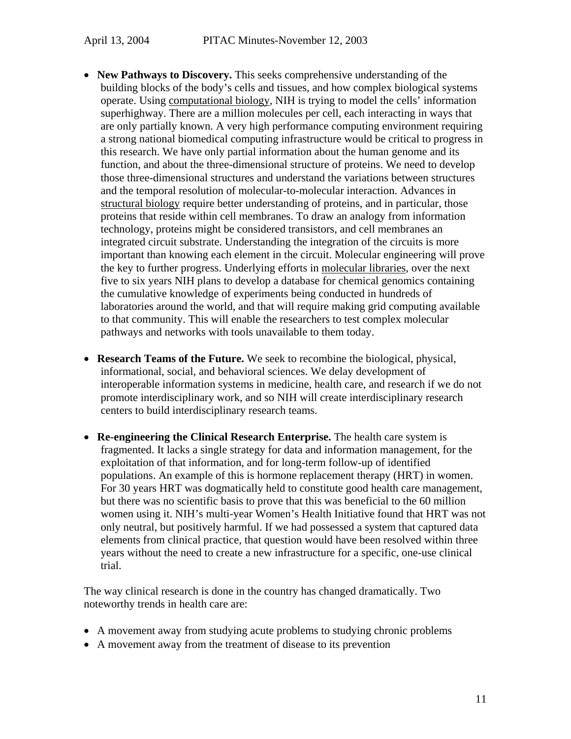- **New Pathways to Discovery.** This seeks comprehensive understanding of the building blocks of the body's cells and tissues, and how complex biological systems operate. Using computational biology, NIH is trying to model the cells' information superhighway. There are a million molecules per cell, each interacting in ways that are only partially known. A very high performance computing environment requiring a strong national biomedical computing infrastructure would be critical to progress in this research. We have only partial information about the human genome and its function, and about the three-dimensional structure of proteins. We need to develop those three-dimensional structures and understand the variations between structures and the temporal resolution of molecular-to-molecular interaction. Advances in structural biology require better understanding of proteins, and in particular, those proteins that reside within cell membranes. To draw an analogy from information technology, proteins might be considered transistors, and cell membranes an integrated circuit substrate. Understanding the integration of the circuits is more important than knowing each element in the circuit. Molecular engineering will prove the key to further progress. Underlying efforts in molecular libraries, over the next five to six years NIH plans to develop a database for chemical genomics containing the cumulative knowledge of experiments being conducted in hundreds of laboratories around the world, and that will require making grid computing available to that community. This will enable the researchers to test complex molecular pathways and networks with tools unavailable to them today.

- **Research Teams of the Future.** We seek to recombine the biological, physical, informational, social, and behavioral sciences. We delay development of interoperable information systems in medicine, health care, and research if we do not promote interdisciplinary work, and so NIH will create interdisciplinary research centers to build interdisciplinary research teams.

- **Re-engineering the Clinical Research Enterprise.** The health care system is fragmented. It lacks a single strategy for data and information management, for the exploitation of that information, and for long-term follow-up of identified populations. An example of this is hormone replacement therapy (HRT) in women. For 30 years HRT was dogmatically held to constitute good health care management, but there was no scientific basis to prove that this was beneficial to the 60 million women using it. NIH's multi-year Women's Health Initiative found that HRT was not only neutral, but positively harmful. If we had possessed a system that captured data elements from clinical practice, that question would have been resolved within three years without the need to create a new infrastructure for a specific, one-use clinical trial.

The way clinical research is done in the country has changed dramatically. Two noteworthy trends in health care are:

- A movement away from studying acute problems to studying chronic problems
- A movement away from the treatment of disease to its prevention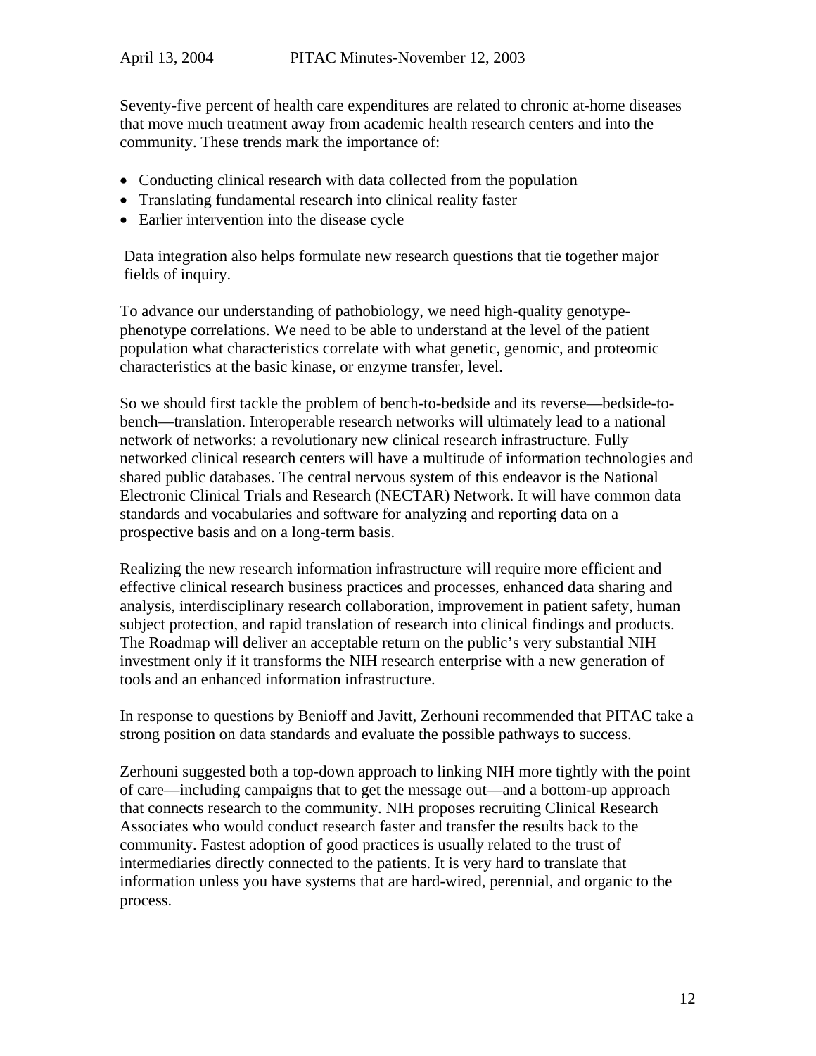Seventy-five percent of health care expenditures are related to chronic at-home diseases that move much treatment away from academic health research centers and into the community. These trends mark the importance of:

- Conducting clinical research with data collected from the population
- Translating fundamental research into clinical reality faster
- Earlier intervention into the disease cycle

Data integration also helps formulate new research questions that tie together major fields of inquiry.

To advance our understanding of pathobiology, we need high-quality genotype-phenotype correlations. We need to be able to understand at the level of the patient population what characteristics correlate with what genetic, genomic, and proteomic characteristics at the basic kinase, or enzyme transfer, level.

So we should first tackle the problem of bench-to-bedside and its reverse—bedside-to-bench—translation. Interoperable research networks will ultimately lead to a national network of networks: a revolutionary new clinical research infrastructure. Fully networked clinical research centers will have a multitude of information technologies and shared public databases. The central nervous system of this endeavor is the National Electronic Clinical Trials and Research (NECTAR) Network. It will have common data standards and vocabularies and software for analyzing and reporting data on a prospective basis and on a long-term basis.

Realizing the new research information infrastructure will require more efficient and effective clinical research business practices and processes, enhanced data sharing and analysis, interdisciplinary research collaboration, improvement in patient safety, human subject protection, and rapid translation of research into clinical findings and products. The Roadmap will deliver an acceptable return on the public's very substantial NIH investment only if it transforms the NIH research enterprise with a new generation of tools and an enhanced information infrastructure.

In response to questions by Benioff and Javitt, Zerhouni recommended that PITAC take a strong position on data standards and evaluate the possible pathways to success.

Zerhouni suggested both a top-down approach to linking NIH more tightly with the point of care—including campaigns that to get the message out—and a bottom-up approach that connects research to the community. NIH proposes recruiting Clinical Research Associates who would conduct research faster and transfer the results back to the community. Fastest adoption of good practices is usually related to the trust of intermediaries directly connected to the patients. It is very hard to translate that information unless you have systems that are hard-wired, perennial, and organic to the process.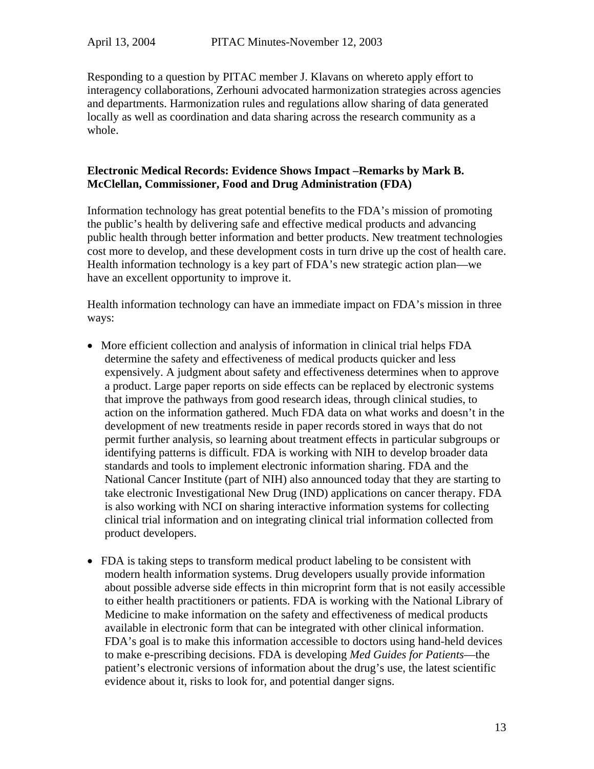Responding to a question by PITAC member J. Klavans on whereto apply effort to interagency collaborations, Zerhouni advocated harmonization strategies across agencies and departments. Harmonization rules and regulations allow sharing of data generated locally as well as coordination and data sharing across the research community as a whole.

**Electronic Medical Records: Evidence Shows Impact –Remarks by Mark B. McClellan, Commissioner, Food and Drug Administration (FDA)**

Information technology has great potential benefits to the FDA's mission of promoting the public's health by delivering safe and effective medical products and advancing public health through better information and better products. New treatment technologies cost more to develop, and these development costs in turn drive up the cost of health care. Health information technology is a key part of FDA's new strategic action plan—we have an excellent opportunity to improve it.

Health information technology can have an immediate impact on FDA's mission in three ways:

- More efficient collection and analysis of information in clinical trial helps FDA determine the safety and effectiveness of medical products quicker and less expensively. A judgment about safety and effectiveness determines when to approve a product. Large paper reports on side effects can be replaced by electronic systems that improve the pathways from good research ideas, through clinical studies, to action on the information gathered. Much FDA data on what works and doesn't in the development of new treatments reside in paper records stored in ways that do not permit further analysis, so learning about treatment effects in particular subgroups or identifying patterns is difficult. FDA is working with NIH to develop broader data standards and tools to implement electronic information sharing. FDA and the National Cancer Institute (part of NIH) also announced today that they are starting to take electronic Investigational New Drug (IND) applications on cancer therapy. FDA is also working with NCI on sharing interactive information systems for collecting clinical trial information and on integrating clinical trial information collected from product developers.
- FDA is taking steps to transform medical product labeling to be consistent with modern health information systems. Drug developers usually provide information about possible adverse side effects in thin microprint form that is not easily accessible to either health practitioners or patients. FDA is working with the National Library of Medicine to make information on the safety and effectiveness of medical products available in electronic form that can be integrated with other clinical information. FDA's goal is to make this information accessible to doctors using hand-held devices to make e-prescribing decisions. FDA is developing *Med Guides for Patients*—the patient's electronic versions of information about the drug's use, the latest scientific evidence about it, risks to look for, and potential danger signs.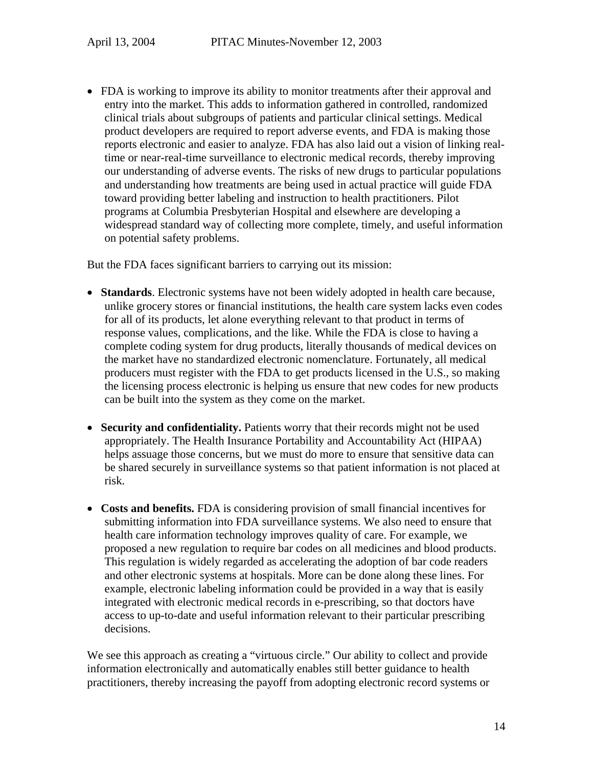- FDA is working to improve its ability to monitor treatments after their approval and entry into the market. This adds to information gathered in controlled, randomized clinical trials about subgroups of patients and particular clinical settings. Medical product developers are required to report adverse events, and FDA is making those reports electronic and easier to analyze. FDA has also laid out a vision of linking real-time or near-real-time surveillance to electronic medical records, thereby improving our understanding of adverse events. The risks of new drugs to particular populations and understanding how treatments are being used in actual practice will guide FDA toward providing better labeling and instruction to health practitioners. Pilot programs at Columbia Presbyterian Hospital and elsewhere are developing a widespread standard way of collecting more complete, timely, and useful information on potential safety problems.

But the FDA faces significant barriers to carrying out its mission:

- **Standards**. Electronic systems have not been widely adopted in health care because, unlike grocery stores or financial institutions, the health care system lacks even codes for all of its products, let alone everything relevant to that product in terms of response values, complications, and the like. While the FDA is close to having a complete coding system for drug products, literally thousands of medical devices on the market have no standardized electronic nomenclature. Fortunately, all medical producers must register with the FDA to get products licensed in the U.S., so making the licensing process electronic is helping us ensure that new codes for new products can be built into the system as they come on the market.

- **Security and confidentiality.** Patients worry that their records might not be used appropriately. The Health Insurance Portability and Accountability Act (HIPAA) helps assuage those concerns, but we must do more to ensure that sensitive data can be shared securely in surveillance systems so that patient information is not placed at risk.

- **Costs and benefits.** FDA is considering provision of small financial incentives for submitting information into FDA surveillance systems. We also need to ensure that health care information technology improves quality of care. For example, we proposed a new regulation to require bar codes on all medicines and blood products. This regulation is widely regarded as accelerating the adoption of bar code readers and other electronic systems at hospitals. More can be done along these lines. For example, electronic labeling information could be provided in a way that is easily integrated with electronic medical records in e-prescribing, so that doctors have access to up-to-date and useful information relevant to their particular prescribing decisions.

We see this approach as creating a "virtuous circle." Our ability to collect and provide information electronically and automatically enables still better guidance to health practitioners, thereby increasing the payoff from adopting electronic record systems or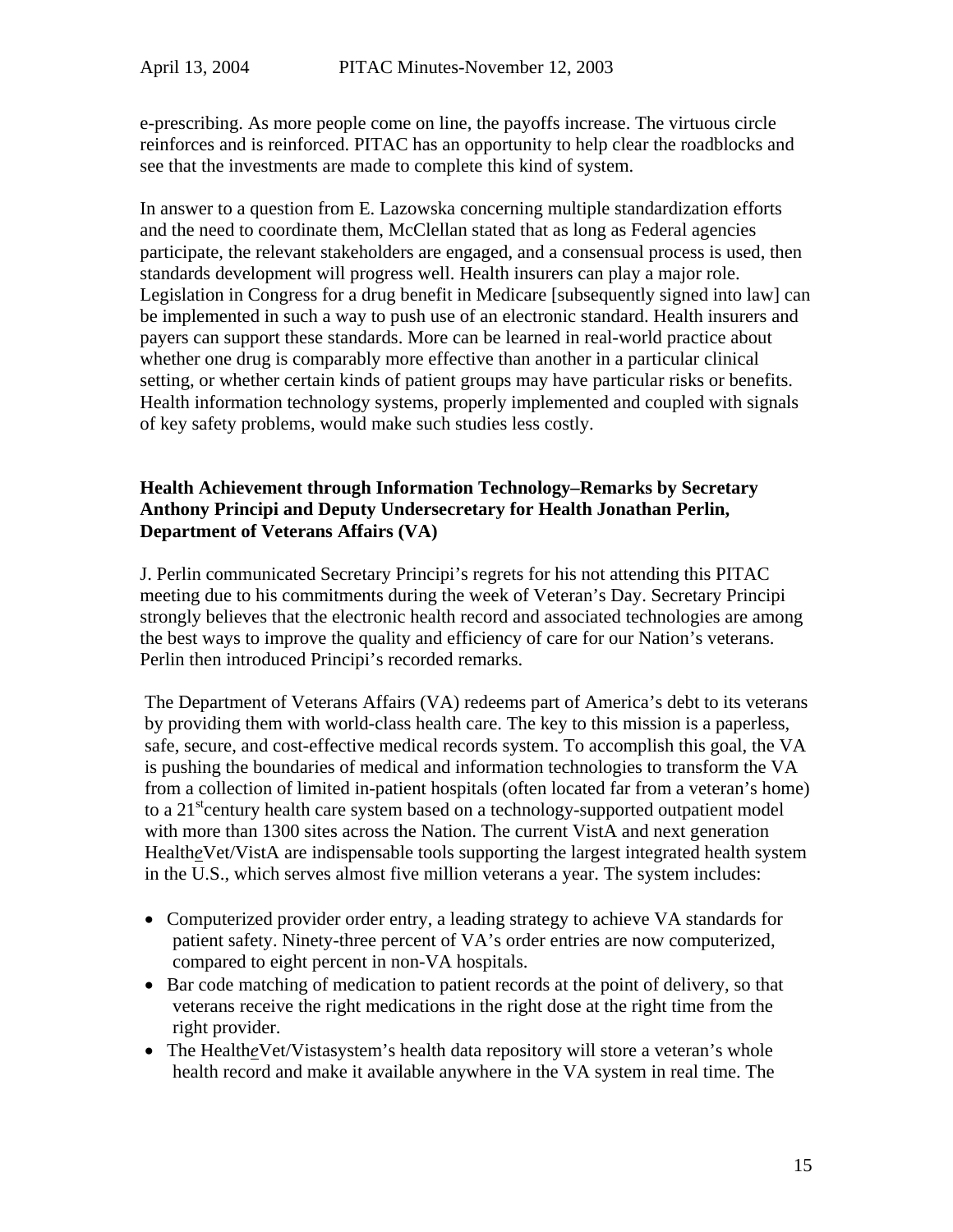e-prescribing. As more people come on line, the payoffs increase. The virtuous circle reinforces and is reinforced. PITAC has an opportunity to help clear the roadblocks and see that the investments are made to complete this kind of system.

In answer to a question from E. Lazowska concerning multiple standardization efforts and the need to coordinate them, McClellan stated that as long as Federal agencies participate, the relevant stakeholders are engaged, and a consensual process is used, then standards development will progress well. Health insurers can play a major role. Legislation in Congress for a drug benefit in Medicare [subsequently signed into law] can be implemented in such a way to push use of an electronic standard. Health insurers and payers can support these standards. More can be learned in real-world practice about whether one drug is comparably more effective than another in a particular clinical setting, or whether certain kinds of patient groups may have particular risks or benefits. Health information technology systems, properly implemented and coupled with signals of key safety problems, would make such studies less costly.

**Health Achievement through Information Technology–Remarks by Secretary Anthony Principi and Deputy Undersecretary for Health Jonathan Perlin, Department of Veterans Affairs (VA)**

J. Perlin communicated Secretary Principi's regrets for his not attending this PITAC meeting due to his commitments during the week of Veteran's Day. Secretary Principi strongly believes that the electronic health record and associated technologies are among the best ways to improve the quality and efficiency of care for our Nation's veterans. Perlin then introduced Principi's recorded remarks.

The Department of Veterans Affairs (VA) redeems part of America's debt to its veterans by providing them with world-class health care. The key to this mission is a paperless, safe, secure, and cost-effective medical records system. To accomplish this goal, the VA is pushing the boundaries of medical and information technologies to transform the VA from a collection of limited in-patient hospitals (often located far from a veteran's home) to a 21st century health care system based on a technology-supported outpatient model with more than 1300 sites across the Nation. The current VistA and next generation Health*e*Vet/VistA are indispensable tools supporting the largest integrated health system in the U.S., which serves almost five million veterans a year. The system includes:

- Computerized provider order entry, a leading strategy to achieve VA standards for patient safety. Ninety-three percent of VA's order entries are now computerized, compared to eight percent in non-VA hospitals.
- Bar code matching of medication to patient records at the point of delivery, so that veterans receive the right medications in the right dose at the right time from the right provider.
- The Health*e*Vet/Vistasystem's health data repository will store a veteran's whole health record and make it available anywhere in the VA system in real time. The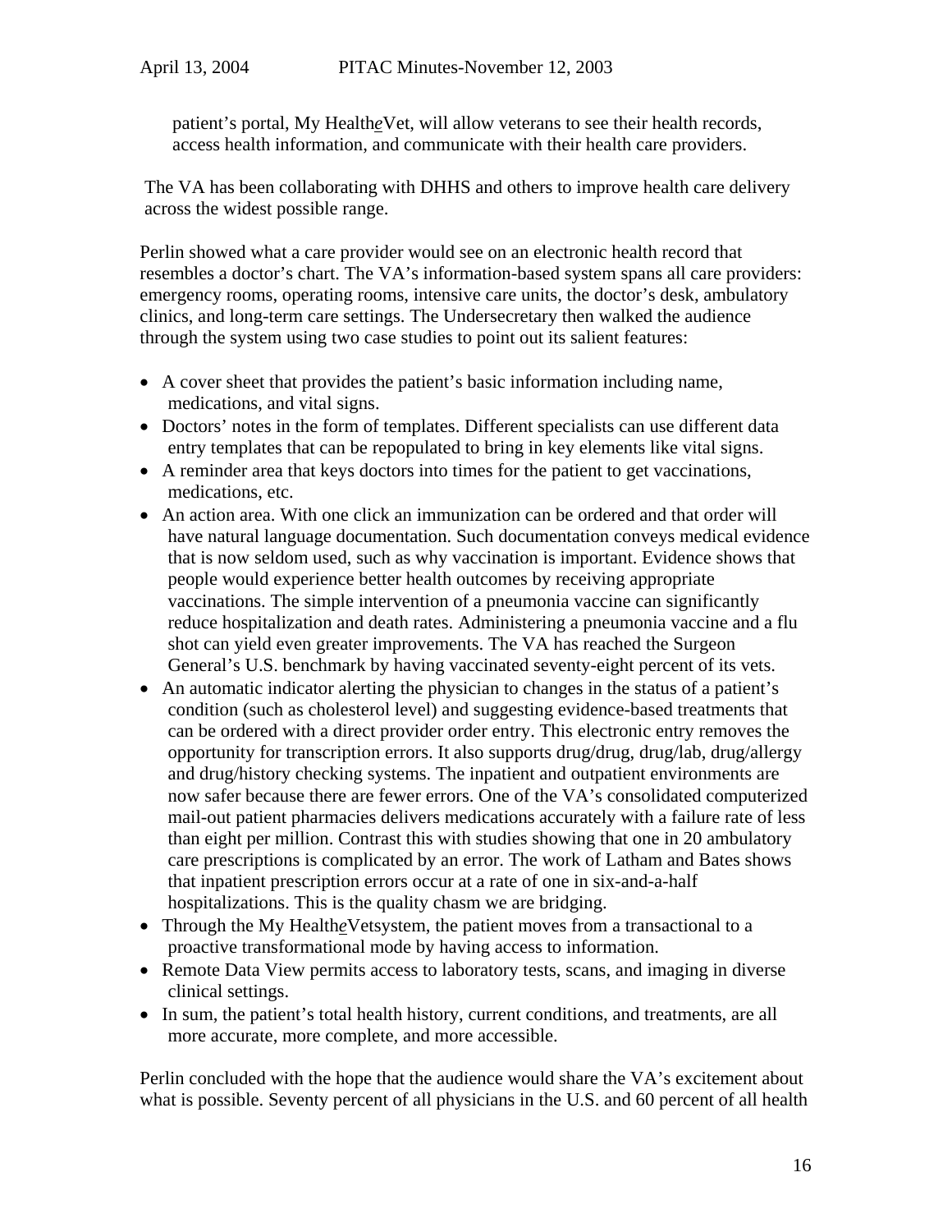patient's portal, My Health*e*Vet, will allow veterans to see their health records, access health information, and communicate with their health care providers.

The VA has been collaborating with DHHS and others to improve health care delivery across the widest possible range.

Perlin showed what a care provider would see on an electronic health record that resembles a doctor's chart. The VA's information-based system spans all care providers: emergency rooms, operating rooms, intensive care units, the doctor's desk, ambulatory clinics, and long-term care settings. The Undersecretary then walked the audience through the system using two case studies to point out its salient features:

- A cover sheet that provides the patient's basic information including name, medications, and vital signs.
- Doctors' notes in the form of templates. Different specialists can use different data entry templates that can be repopulated to bring in key elements like vital signs.
- A reminder area that keys doctors into times for the patient to get vaccinations, medications, etc.
- An action area. With one click an immunization can be ordered and that order will have natural language documentation. Such documentation conveys medical evidence that is now seldom used, such as why vaccination is important. Evidence shows that people would experience better health outcomes by receiving appropriate vaccinations. The simple intervention of a pneumonia vaccine can significantly reduce hospitalization and death rates. Administering a pneumonia vaccine and a flu shot can yield even greater improvements. The VA has reached the Surgeon General's U.S. benchmark by having vaccinated seventy-eight percent of its vets.
- An automatic indicator alerting the physician to changes in the status of a patient's condition (such as cholesterol level) and suggesting evidence-based treatments that can be ordered with a direct provider order entry. This electronic entry removes the opportunity for transcription errors. It also supports drug/drug, drug/lab, drug/allergy and drug/history checking systems. The inpatient and outpatient environments are now safer because there are fewer errors. One of the VA's consolidated computerized mail-out patient pharmacies delivers medications accurately with a failure rate of less than eight per million. Contrast this with studies showing that one in 20 ambulatory care prescriptions is complicated by an error. The work of Latham and Bates shows that inpatient prescription errors occur at a rate of one in six-and-a-half hospitalizations. This is the quality chasm we are bridging.
- Through the My Health*e*Vetsystem, the patient moves from a transactional to a proactive transformational mode by having access to information.
- Remote Data View permits access to laboratory tests, scans, and imaging in diverse clinical settings.
- In sum, the patient's total health history, current conditions, and treatments, are all more accurate, more complete, and more accessible.

Perlin concluded with the hope that the audience would share the VA's excitement about what is possible. Seventy percent of all physicians in the U.S. and 60 percent of all health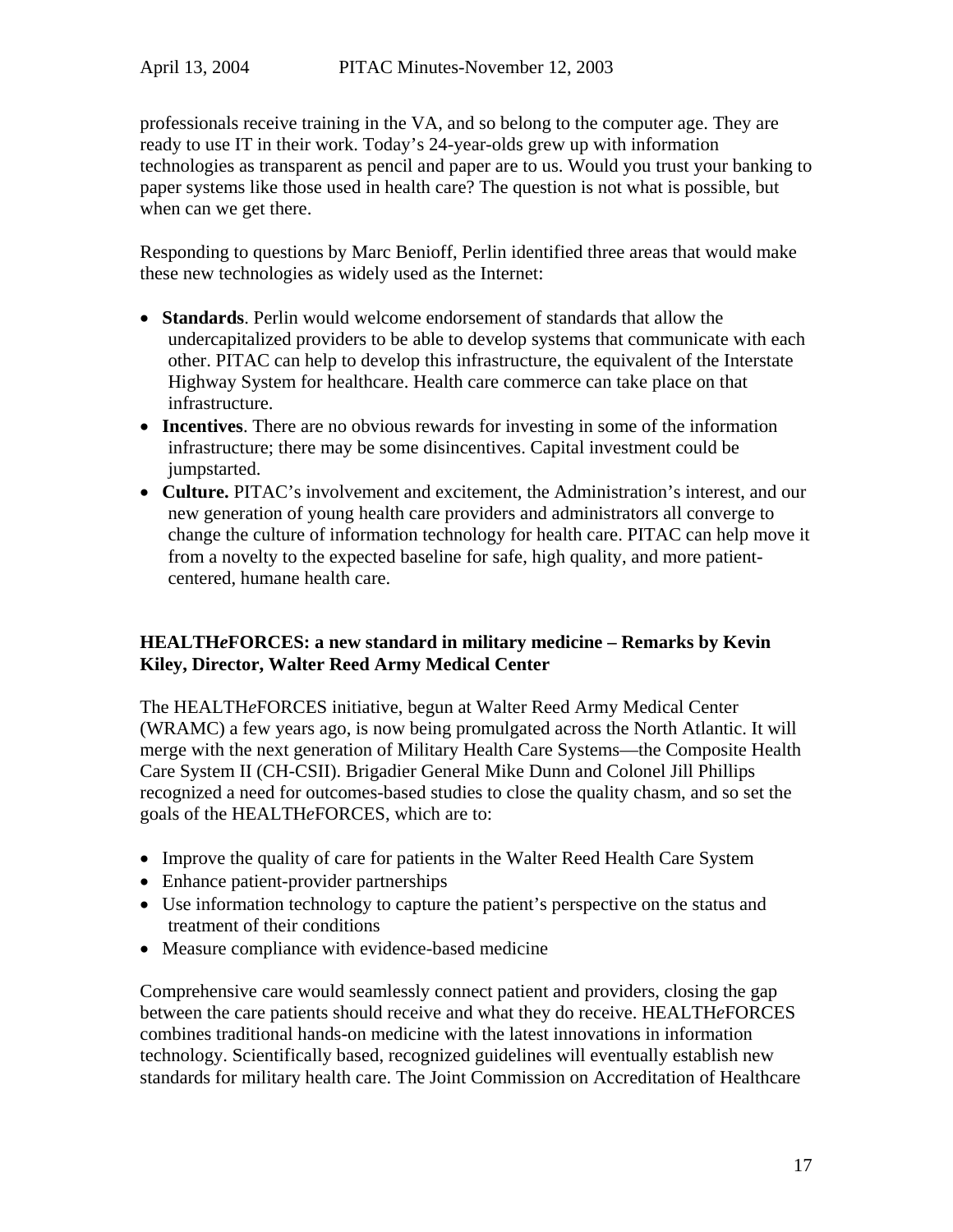professionals receive training in the VA, and so belong to the computer age. They are ready to use IT in their work. Today's 24-year-olds grew up with information technologies as transparent as pencil and paper are to us. Would you trust your banking to paper systems like those used in health care? The question is not what is possible, but when can we get there.

Responding to questions by Marc Benioff, Perlin identified three areas that would make these new technologies as widely used as the Internet:

- **Standards**. Perlin would welcome endorsement of standards that allow the undercapitalized providers to be able to develop systems that communicate with each other. PITAC can help to develop this infrastructure, the equivalent of the Interstate Highway System for healthcare. Health care commerce can take place on that infrastructure.
- **Incentives**. There are no obvious rewards for investing in some of the information infrastructure; there may be some disincentives. Capital investment could be jumpstarted.
- **Culture.** PITAC's involvement and excitement, the Administration's interest, and our new generation of young health care providers and administrators all converge to change the culture of information technology for health care. PITAC can help move it from a novelty to the expected baseline for safe, high quality, and more patient-centered, humane health care.

### HEALTH*e*FORCES: a new standard in military medicine – Remarks by Kevin Kiley, Director, Walter Reed Army Medical Center

The HEALTH*e*FORCES initiative, begun at Walter Reed Army Medical Center (WRAMC) a few years ago, is now being promulgated across the North Atlantic. It will merge with the next generation of Military Health Care Systems—the Composite Health Care System II (CH-CSII). Brigadier General Mike Dunn and Colonel Jill Phillips recognized a need for outcomes-based studies to close the quality chasm, and so set the goals of the HEALTH*e*FORCES, which are to:

- Improve the quality of care for patients in the Walter Reed Health Care System
- Enhance patient-provider partnerships
- Use information technology to capture the patient's perspective on the status and treatment of their conditions
- Measure compliance with evidence-based medicine

Comprehensive care would seamlessly connect patient and providers, closing the gap between the care patients should receive and what they do receive. HEALTH*e*FORCES combines traditional hands-on medicine with the latest innovations in information technology. Scientifically based, recognized guidelines will eventually establish new standards for military health care. The Joint Commission on Accreditation of Healthcare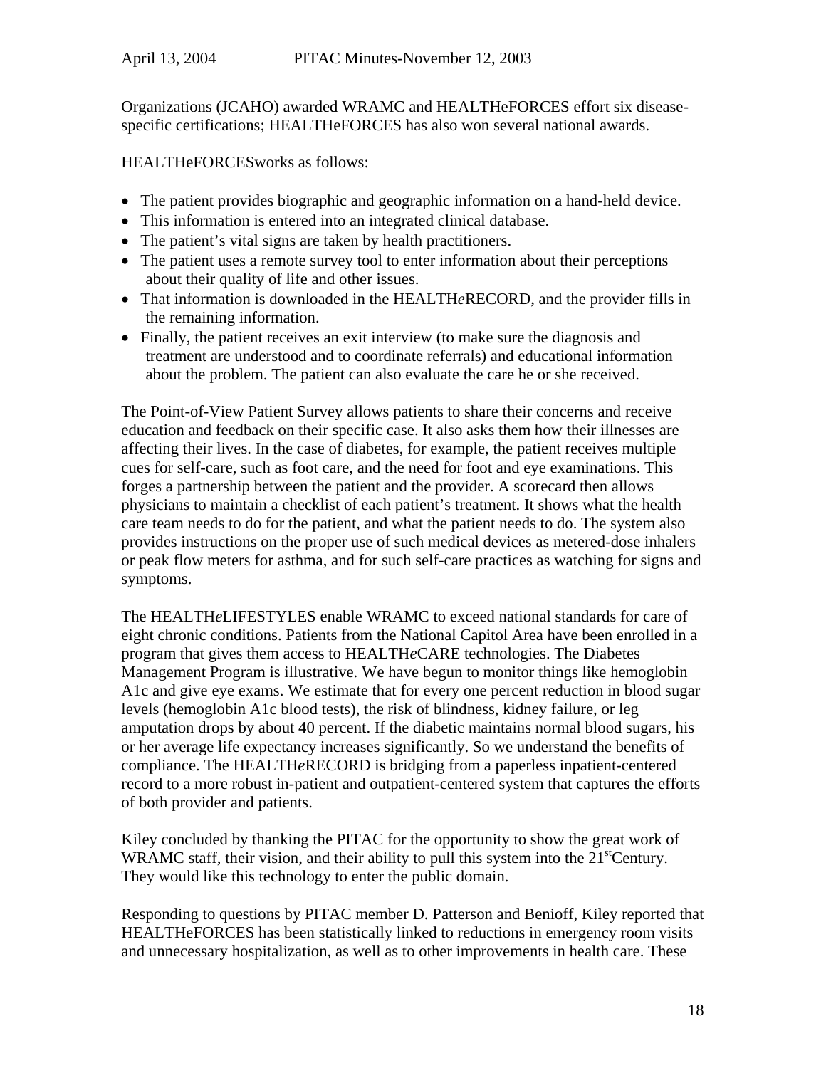Organizations (JCAHO) awarded WRAMC and HEALTHeFORCES effort six disease-specific certifications; HEALTHeFORCES has also won several national awards.

HEALTHeFORCESworks as follows:

- The patient provides biographic and geographic information on a hand-held device.
- This information is entered into an integrated clinical database.
- The patient's vital signs are taken by health practitioners.
- The patient uses a remote survey tool to enter information about their perceptions about their quality of life and other issues.
- That information is downloaded in the HEALTH*e*RECORD, and the provider fills in the remaining information.
- Finally, the patient receives an exit interview (to make sure the diagnosis and treatment are understood and to coordinate referrals) and educational information about the problem. The patient can also evaluate the care he or she received.

The Point-of-View Patient Survey allows patients to share their concerns and receive education and feedback on their specific case. It also asks them how their illnesses are affecting their lives. In the case of diabetes, for example, the patient receives multiple cues for self-care, such as foot care, and the need for foot and eye examinations. This forges a partnership between the patient and the provider. A scorecard then allows physicians to maintain a checklist of each patient's treatment. It shows what the health care team needs to do for the patient, and what the patient needs to do. The system also provides instructions on the proper use of such medical devices as metered-dose inhalers or peak flow meters for asthma, and for such self-care practices as watching for signs and symptoms.

The HEALTH*e*LIFESTYLES enable WRAMC to exceed national standards for care of eight chronic conditions. Patients from the National Capitol Area have been enrolled in a program that gives them access to HEALTH*e*CARE technologies. The Diabetes Management Program is illustrative. We have begun to monitor things like hemoglobin A1c and give eye exams. We estimate that for every one percent reduction in blood sugar levels (hemoglobin A1c blood tests), the risk of blindness, kidney failure, or leg amputation drops by about 40 percent. If the diabetic maintains normal blood sugars, his or her average life expectancy increases significantly. So we understand the benefits of compliance. The HEALTH*e*RECORD is bridging from a paperless inpatient-centered record to a more robust in-patient and outpatient-centered system that captures the efforts of both provider and patients.

Kiley concluded by thanking the PITAC for the opportunity to show the great work of WRAMC staff, their vision, and their ability to pull this system into the 21stCentury. They would like this technology to enter the public domain.

Responding to questions by PITAC member D. Patterson and Benioff, Kiley reported that HEALTHeFORCES has been statistically linked to reductions in emergency room visits and unnecessary hospitalization, as well as to other improvements in health care. These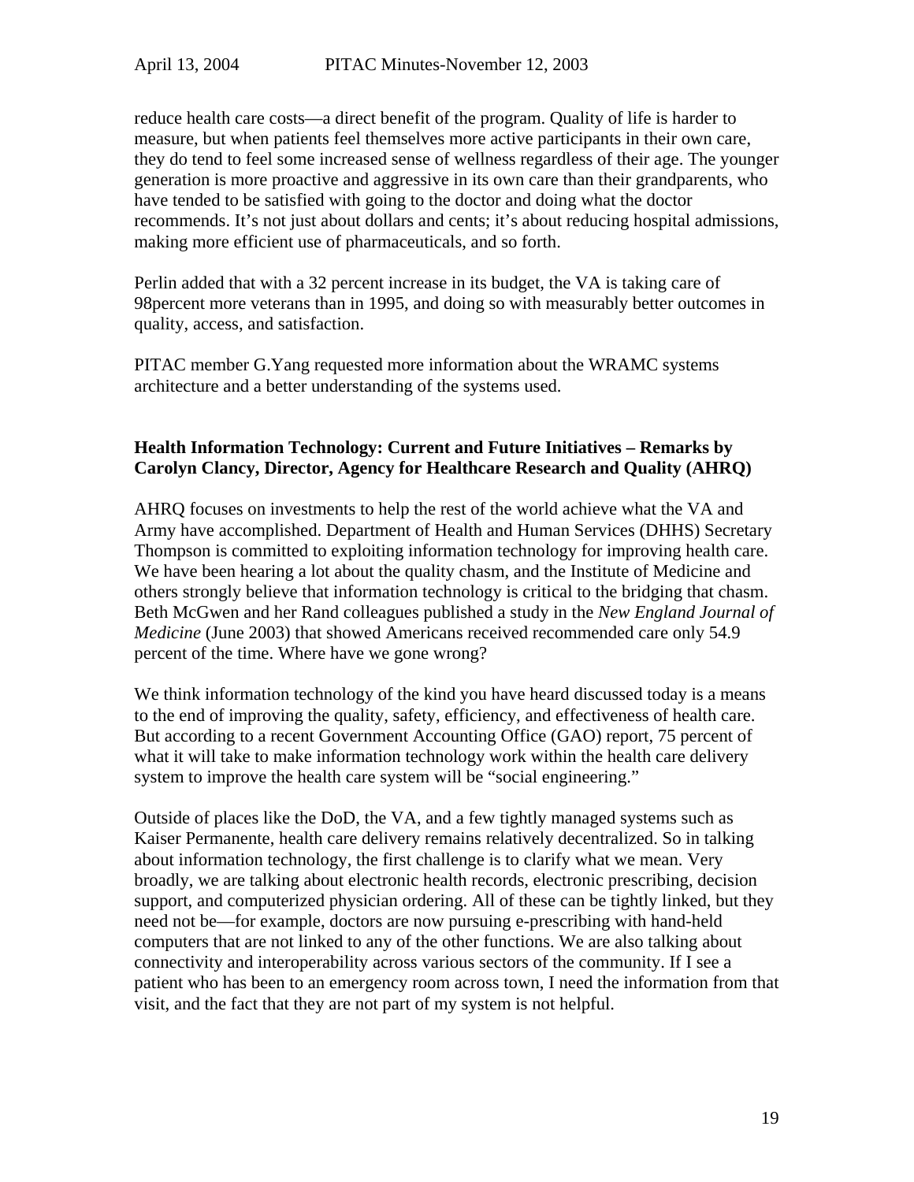reduce health care costs—a direct benefit of the program. Quality of life is harder to measure, but when patients feel themselves more active participants in their own care, they do tend to feel some increased sense of wellness regardless of their age. The younger generation is more proactive and aggressive in its own care than their grandparents, who have tended to be satisfied with going to the doctor and doing what the doctor recommends. It's not just about dollars and cents; it's about reducing hospital admissions, making more efficient use of pharmaceuticals, and so forth.

Perlin added that with a 32 percent increase in its budget, the VA is taking care of 98percent more veterans than in 1995, and doing so with measurably better outcomes in quality, access, and satisfaction.

PITAC member G.Yang requested more information about the WRAMC systems architecture and a better understanding of the systems used.

**Health Information Technology: Current and Future Initiatives – Remarks by Carolyn Clancy, Director, Agency for Healthcare Research and Quality (AHRQ)**

AHRQ focuses on investments to help the rest of the world achieve what the VA and Army have accomplished. Department of Health and Human Services (DHHS) Secretary Thompson is committed to exploiting information technology for improving health care. We have been hearing a lot about the quality chasm, and the Institute of Medicine and others strongly believe that information technology is critical to the bridging that chasm. Beth McGwen and her Rand colleagues published a study in the *New England Journal of Medicine* (June 2003) that showed Americans received recommended care only 54.9 percent of the time. Where have we gone wrong?

We think information technology of the kind you have heard discussed today is a means to the end of improving the quality, safety, efficiency, and effectiveness of health care. But according to a recent Government Accounting Office (GAO) report, 75 percent of what it will take to make information technology work within the health care delivery system to improve the health care system will be "social engineering."

Outside of places like the DoD, the VA, and a few tightly managed systems such as Kaiser Permanente, health care delivery remains relatively decentralized. So in talking about information technology, the first challenge is to clarify what we mean. Very broadly, we are talking about electronic health records, electronic prescribing, decision support, and computerized physician ordering. All of these can be tightly linked, but they need not be—for example, doctors are now pursuing e-prescribing with hand-held computers that are not linked to any of the other functions. We are also talking about connectivity and interoperability across various sectors of the community. If I see a patient who has been to an emergency room across town, I need the information from that visit, and the fact that they are not part of my system is not helpful.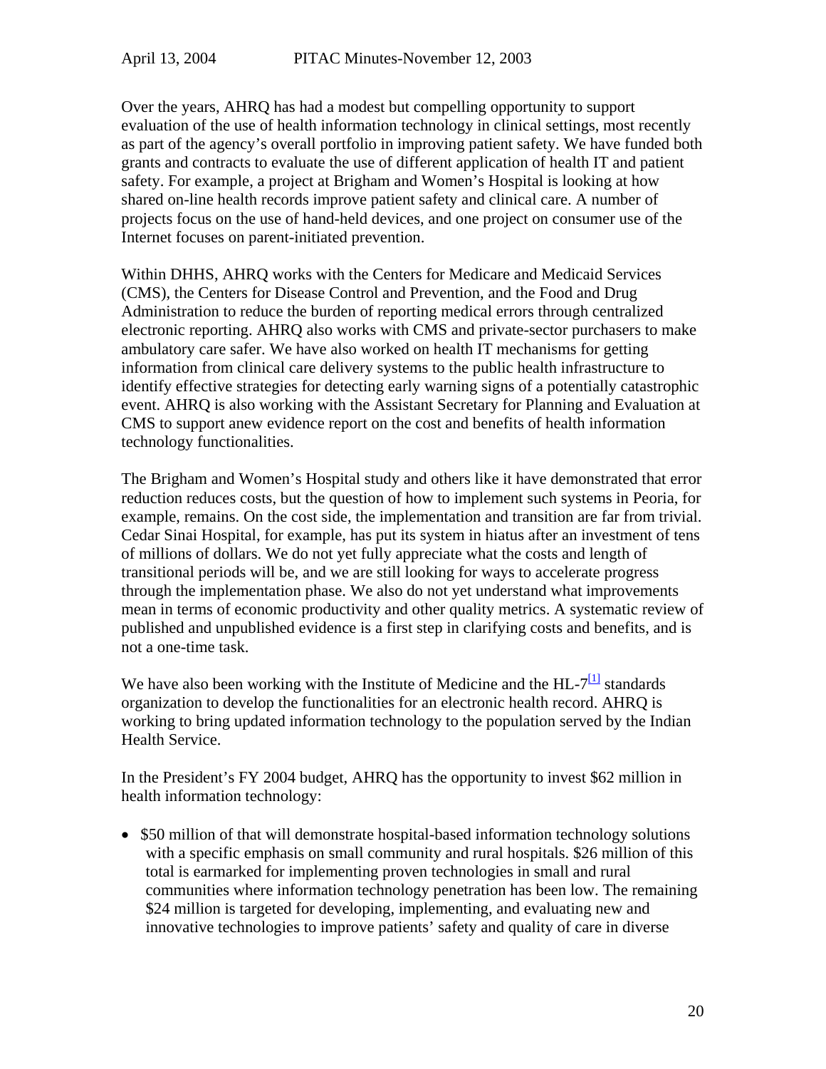Over the years, AHRQ has had a modest but compelling opportunity to support evaluation of the use of health information technology in clinical settings, most recently as part of the agency's overall portfolio in improving patient safety. We have funded both grants and contracts to evaluate the use of different application of health IT and patient safety. For example, a project at Brigham and Women's Hospital is looking at how shared on-line health records improve patient safety and clinical care. A number of projects focus on the use of hand-held devices, and one project on consumer use of the Internet focuses on parent-initiated prevention.

Within DHHS, AHRQ works with the Centers for Medicare and Medicaid Services (CMS), the Centers for Disease Control and Prevention, and the Food and Drug Administration to reduce the burden of reporting medical errors through centralized electronic reporting. AHRQ also works with CMS and private-sector purchasers to make ambulatory care safer. We have also worked on health IT mechanisms for getting information from clinical care delivery systems to the public health infrastructure to identify effective strategies for detecting early warning signs of a potentially catastrophic event. AHRQ is also working with the Assistant Secretary for Planning and Evaluation at CMS to support anew evidence report on the cost and benefits of health information technology functionalities.

The Brigham and Women's Hospital study and others like it have demonstrated that error reduction reduces costs, but the question of how to implement such systems in Peoria, for example, remains. On the cost side, the implementation and transition are far from trivial. Cedar Sinai Hospital, for example, has put its system in hiatus after an investment of tens of millions of dollars. We do not yet fully appreciate what the costs and length of transitional periods will be, and we are still looking for ways to accelerate progress through the implementation phase. We also do not yet understand what improvements mean in terms of economic productivity and other quality metrics. A systematic review of published and unpublished evidence is a first step in clarifying costs and benefits, and is not a one-time task.

We have also been working with the Institute of Medicine and the HL-7[1] standards organization to develop the functionalities for an electronic health record. AHRQ is working to bring updated information technology to the population served by the Indian Health Service.

In the President's FY 2004 budget, AHRQ has the opportunity to invest $62 million in health information technology:

- $50 million of that will demonstrate hospital-based information technology solutions with a specific emphasis on small community and rural hospitals. $26 million of this total is earmarked for implementing proven technologies in small and rural communities where information technology penetration has been low. The remaining $24 million is targeted for developing, implementing, and evaluating new and innovative technologies to improve patients' safety and quality of care in diverse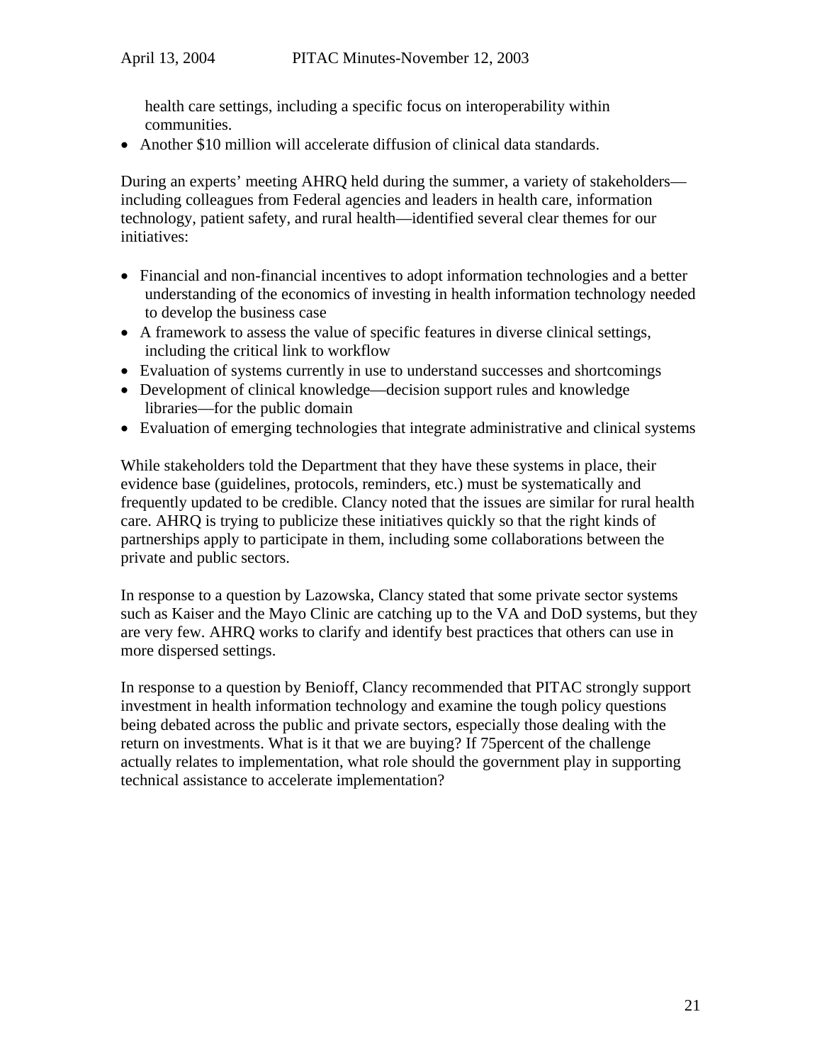health care settings, including a specific focus on interoperability within communities.

- Another $10 million will accelerate diffusion of clinical data standards.

During an experts' meeting AHRQ held during the summer, a variety of stakeholders—including colleagues from Federal agencies and leaders in health care, information technology, patient safety, and rural health—identified several clear themes for our initiatives:

- Financial and non-financial incentives to adopt information technologies and a better understanding of the economics of investing in health information technology needed to develop the business case
- A framework to assess the value of specific features in diverse clinical settings, including the critical link to workflow
- Evaluation of systems currently in use to understand successes and shortcomings
- Development of clinical knowledge—decision support rules and knowledge libraries—for the public domain
- Evaluation of emerging technologies that integrate administrative and clinical systems

While stakeholders told the Department that they have these systems in place, their evidence base (guidelines, protocols, reminders, etc.) must be systematically and frequently updated to be credible. Clancy noted that the issues are similar for rural health care. AHRQ is trying to publicize these initiatives quickly so that the right kinds of partnerships apply to participate in them, including some collaborations between the private and public sectors.

In response to a question by Lazowska, Clancy stated that some private sector systems such as Kaiser and the Mayo Clinic are catching up to the VA and DoD systems, but they are very few. AHRQ works to clarify and identify best practices that others can use in more dispersed settings.

In response to a question by Benioff, Clancy recommended that PITAC strongly support investment in health information technology and examine the tough policy questions being debated across the public and private sectors, especially those dealing with the return on investments. What is it that we are buying? If 75percent of the challenge actually relates to implementation, what role should the government play in supporting technical assistance to accelerate implementation?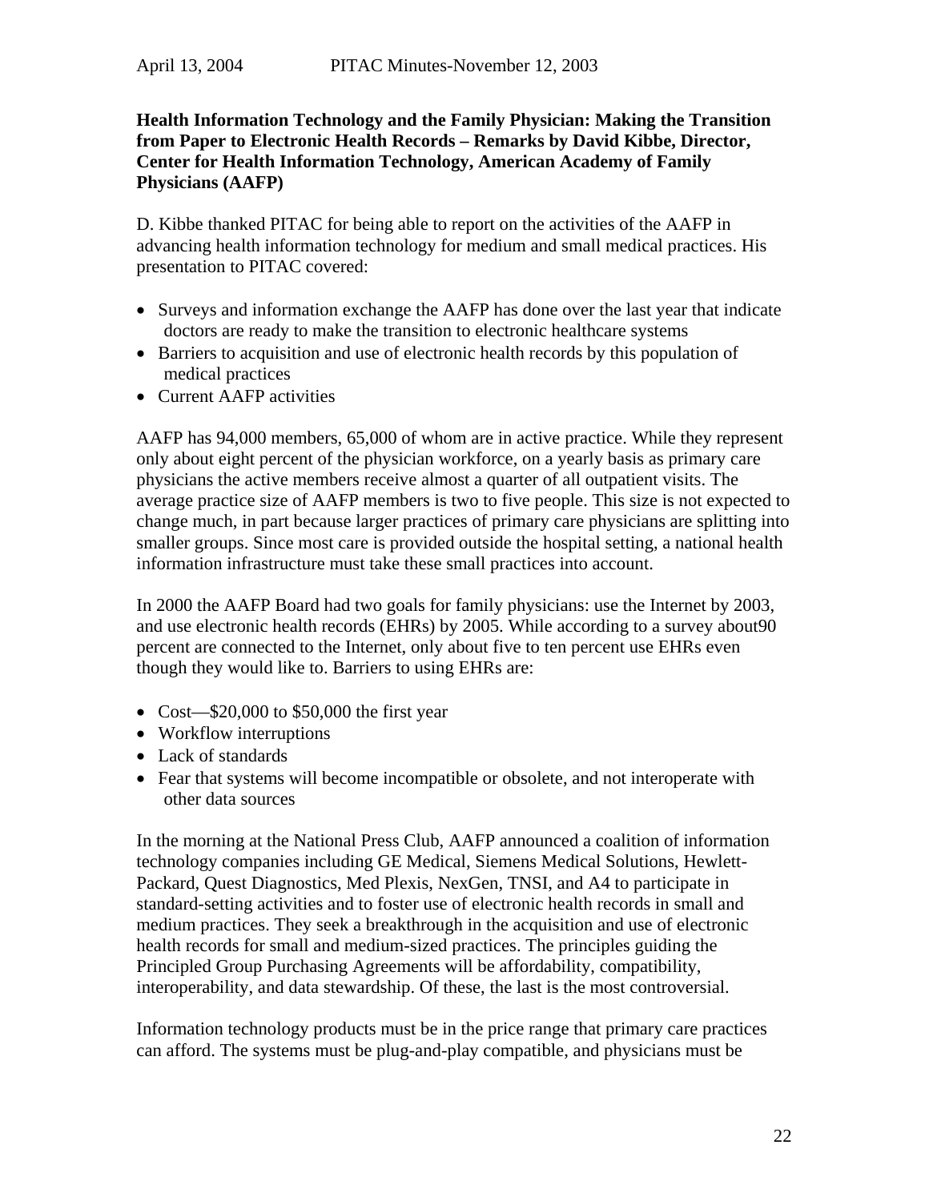**Health Information Technology and the Family Physician: Making the Transition from Paper to Electronic Health Records – Remarks by David Kibbe, Director, Center for Health Information Technology, American Academy of Family Physicians (AAFP)**

D. Kibbe thanked PITAC for being able to report on the activities of the AAFP in advancing health information technology for medium and small medical practices. His presentation to PITAC covered:

- Surveys and information exchange the AAFP has done over the last year that indicate doctors are ready to make the transition to electronic healthcare systems
- Barriers to acquisition and use of electronic health records by this population of medical practices
- Current AAFP activities

AAFP has 94,000 members, 65,000 of whom are in active practice. While they represent only about eight percent of the physician workforce, on a yearly basis as primary care physicians the active members receive almost a quarter of all outpatient visits. The average practice size of AAFP members is two to five people. This size is not expected to change much, in part because larger practices of primary care physicians are splitting into smaller groups. Since most care is provided outside the hospital setting, a national health information infrastructure must take these small practices into account.

In 2000 the AAFP Board had two goals for family physicians: use the Internet by 2003, and use electronic health records (EHRs) by 2005. While according to a survey about90 percent are connected to the Internet, only about five to ten percent use EHRs even though they would like to. Barriers to using EHRs are:

- Cost—$20,000 to $50,000 the first year
- Workflow interruptions
- Lack of standards
- Fear that systems will become incompatible or obsolete, and not interoperate with other data sources

In the morning at the National Press Club, AAFP announced a coalition of information technology companies including GE Medical, Siemens Medical Solutions, Hewlett-Packard, Quest Diagnostics, Med Plexis, NexGen, TNSI, and A4 to participate in standard-setting activities and to foster use of electronic health records in small and medium practices. They seek a breakthrough in the acquisition and use of electronic health records for small and medium-sized practices. The principles guiding the Principled Group Purchasing Agreements will be affordability, compatibility, interoperability, and data stewardship. Of these, the last is the most controversial.

Information technology products must be in the price range that primary care practices can afford. The systems must be plug-and-play compatible, and physicians must be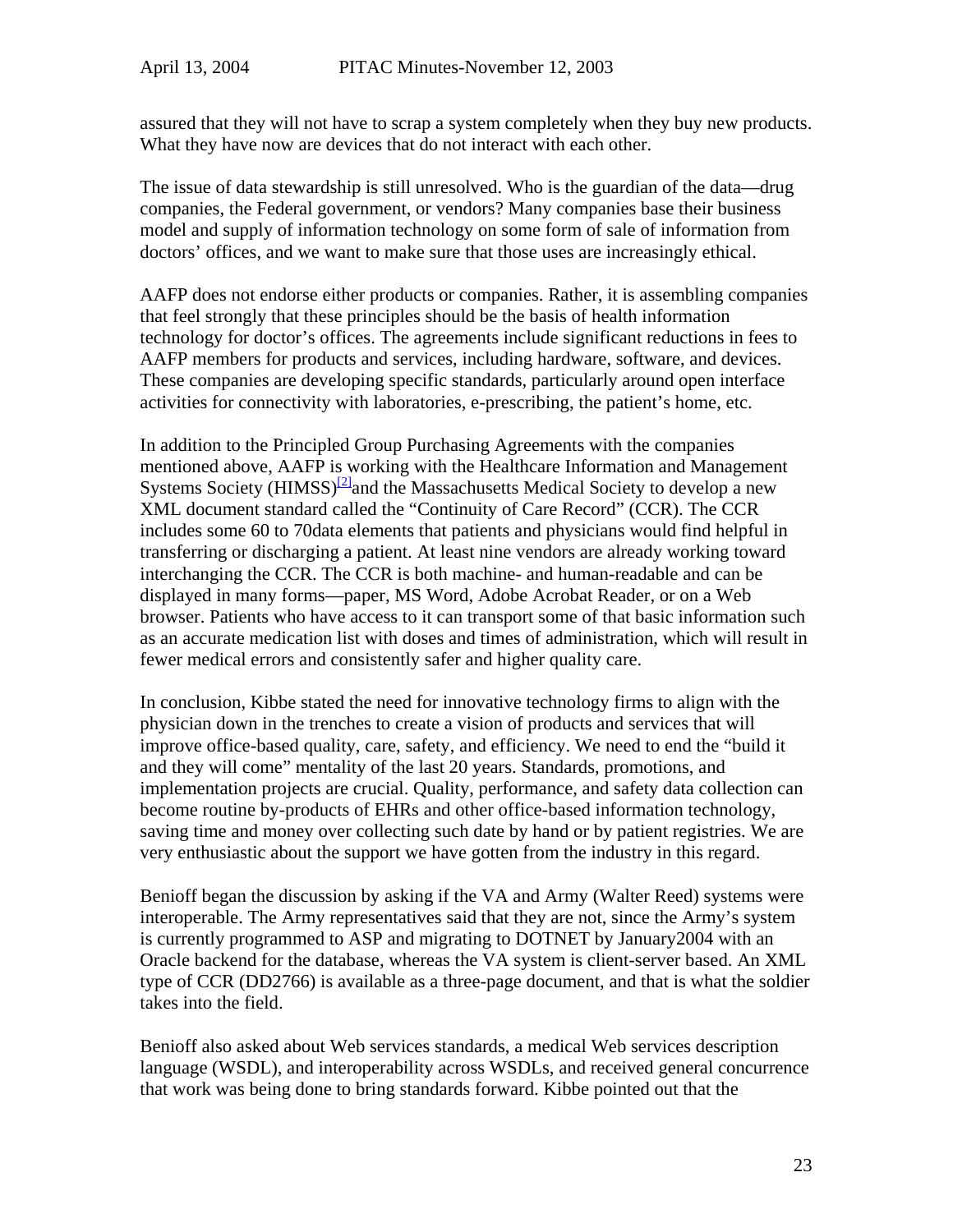assured that they will not have to scrap a system completely when they buy new products. What they have now are devices that do not interact with each other.

The issue of data stewardship is still unresolved. Who is the guardian of the data—drug companies, the Federal government, or vendors? Many companies base their business model and supply of information technology on some form of sale of information from doctors' offices, and we want to make sure that those uses are increasingly ethical.

AAFP does not endorse either products or companies. Rather, it is assembling companies that feel strongly that these principles should be the basis of health information technology for doctor's offices. The agreements include significant reductions in fees to AAFP members for products and services, including hardware, software, and devices. These companies are developing specific standards, particularly around open interface activities for connectivity with laboratories, e-prescribing, the patient's home, etc.

In addition to the Principled Group Purchasing Agreements with the companies mentioned above, AAFP is working with the Healthcare Information and Management Systems Society (HIMSS)[2] and the Massachusetts Medical Society to develop a new XML document standard called the "Continuity of Care Record" (CCR). The CCR includes some 60 to 70data elements that patients and physicians would find helpful in transferring or discharging a patient. At least nine vendors are already working toward interchanging the CCR. The CCR is both machine- and human-readable and can be displayed in many forms—paper, MS Word, Adobe Acrobat Reader, or on a Web browser. Patients who have access to it can transport some of that basic information such as an accurate medication list with doses and times of administration, which will result in fewer medical errors and consistently safer and higher quality care.

In conclusion, Kibbe stated the need for innovative technology firms to align with the physician down in the trenches to create a vision of products and services that will improve office-based quality, care, safety, and efficiency. We need to end the "build it and they will come" mentality of the last 20 years. Standards, promotions, and implementation projects are crucial. Quality, performance, and safety data collection can become routine by-products of EHRs and other office-based information technology, saving time and money over collecting such date by hand or by patient registries. We are very enthusiastic about the support we have gotten from the industry in this regard.

Benioff began the discussion by asking if the VA and Army (Walter Reed) systems were interoperable. The Army representatives said that they are not, since the Army's system is currently programmed to ASP and migrating to DOTNET by January2004 with an Oracle backend for the database, whereas the VA system is client-server based. An XML type of CCR (DD2766) is available as a three-page document, and that is what the soldier takes into the field.

Benioff also asked about Web services standards, a medical Web services description language (WSDL), and interoperability across WSDLs, and received general concurrence that work was being done to bring standards forward. Kibbe pointed out that the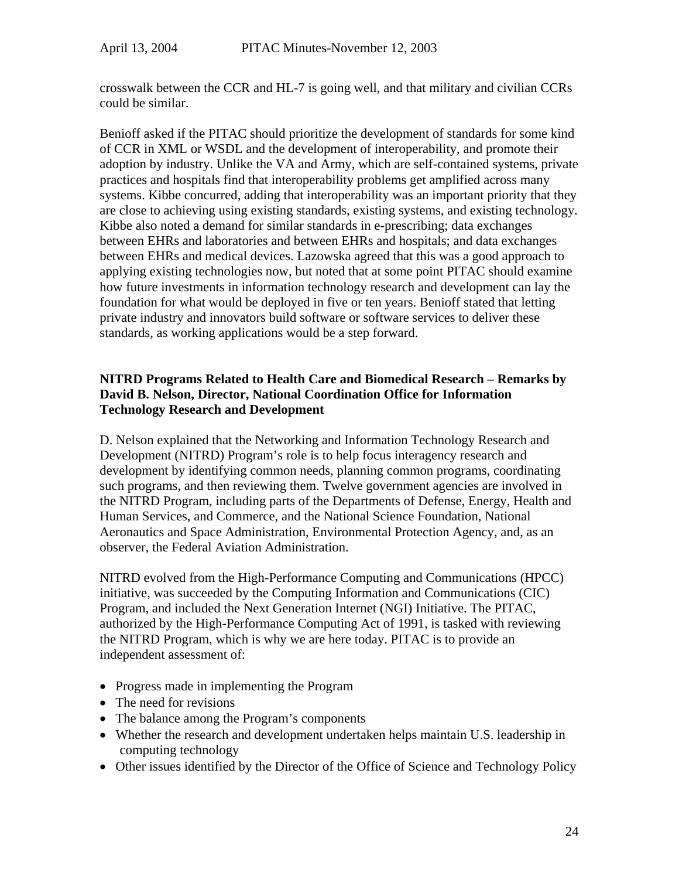crosswalk between the CCR and HL-7 is going well, and that military and civilian CCRs could be similar.

Benioff asked if the PITAC should prioritize the development of standards for some kind of CCR in XML or WSDL and the development of interoperability, and promote their adoption by industry. Unlike the VA and Army, which are self-contained systems, private practices and hospitals find that interoperability problems get amplified across many systems. Kibbe concurred, adding that interoperability was an important priority that they are close to achieving using existing standards, existing systems, and existing technology. Kibbe also noted a demand for similar standards in e-prescribing; data exchanges between EHRs and laboratories and between EHRs and hospitals; and data exchanges between EHRs and medical devices. Lazowska agreed that this was a good approach to applying existing technologies now, but noted that at some point PITAC should examine how future investments in information technology research and development can lay the foundation for what would be deployed in five or ten years. Benioff stated that letting private industry and innovators build software or software services to deliver these standards, as working applications would be a step forward.

**NITRD Programs Related to Health Care and Biomedical Research – Remarks by David B. Nelson, Director, National Coordination Office for Information Technology Research and Development**

D. Nelson explained that the Networking and Information Technology Research and Development (NITRD) Program's role is to help focus interagency research and development by identifying common needs, planning common programs, coordinating such programs, and then reviewing them. Twelve government agencies are involved in the NITRD Program, including parts of the Departments of Defense, Energy, Health and Human Services, and Commerce, and the National Science Foundation, National Aeronautics and Space Administration, Environmental Protection Agency, and, as an observer, the Federal Aviation Administration.

NITRD evolved from the High-Performance Computing and Communications (HPCC) initiative, was succeeded by the Computing Information and Communications (CIC) Program, and included the Next Generation Internet (NGI) Initiative. The PITAC, authorized by the High-Performance Computing Act of 1991, is tasked with reviewing the NITRD Program, which is why we are here today. PITAC is to provide an independent assessment of:

- Progress made in implementing the Program
- The need for revisions
- The balance among the Program's components
- Whether the research and development undertaken helps maintain U.S. leadership in computing technology
- Other issues identified by the Director of the Office of Science and Technology Policy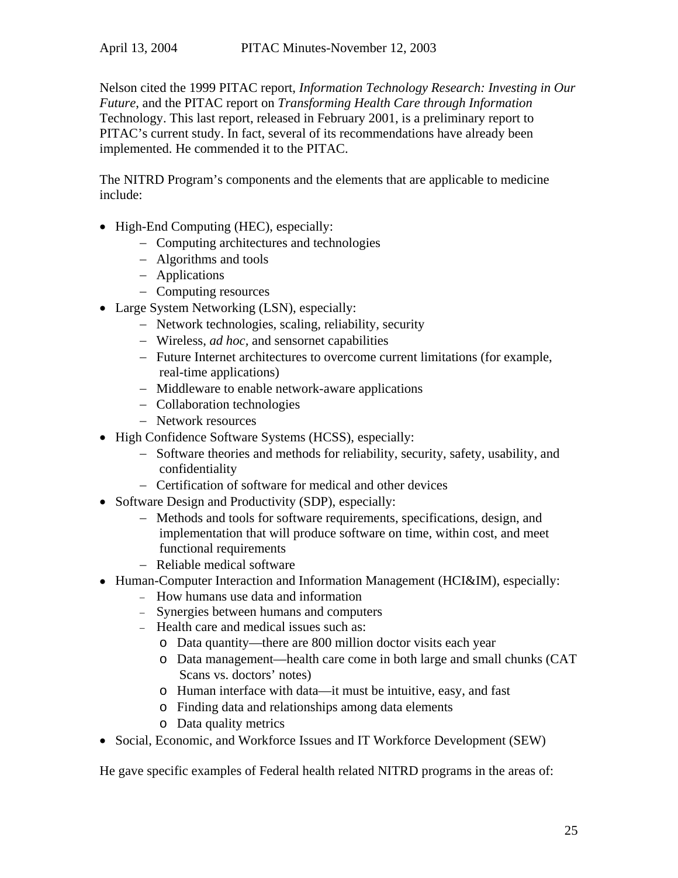Nelson cited the 1999 PITAC report, *Information Technology Research: Investing in Our Future*, and the PITAC report on *Transforming Health Care through Information* Technology. This last report, released in February 2001, is a preliminary report to PITAC's current study. In fact, several of its recommendations have already been implemented. He commended it to the PITAC.

The NITRD Program's components and the elements that are applicable to medicine include:

- High-End Computing (HEC), especially:
  - Computing architectures and technologies
  - Algorithms and tools
  - Applications
  - Computing resources
- Large System Networking (LSN), especially:
  - Network technologies, scaling, reliability, security
  - Wireless, *ad hoc,* and sensornet capabilities
  - Future Internet architectures to overcome current limitations (for example, real-time applications)
  - Middleware to enable network-aware applications
  - Collaboration technologies
  - Network resources
- High Confidence Software Systems (HCSS), especially:
  - Software theories and methods for reliability, security, safety, usability, and confidentiality
  - Certification of software for medical and other devices
- Software Design and Productivity (SDP), especially:
  - Methods and tools for software requirements, specifications, design, and implementation that will produce software on time, within cost, and meet functional requirements
  - Reliable medical software
- Human-Computer Interaction and Information Management (HCI&IM), especially:
  - How humans use data and information
  - Synergies between humans and computers
  - Health care and medical issues such as:
    - Data quantity—there are 800 million doctor visits each year
    - Data management—health care come in both large and small chunks (CAT Scans vs. doctors' notes)
    - Human interface with data—it must be intuitive, easy, and fast
    - Finding data and relationships among data elements
    - Data quality metrics
- Social, Economic, and Workforce Issues and IT Workforce Development (SEW)

He gave specific examples of Federal health related NITRD programs in the areas of: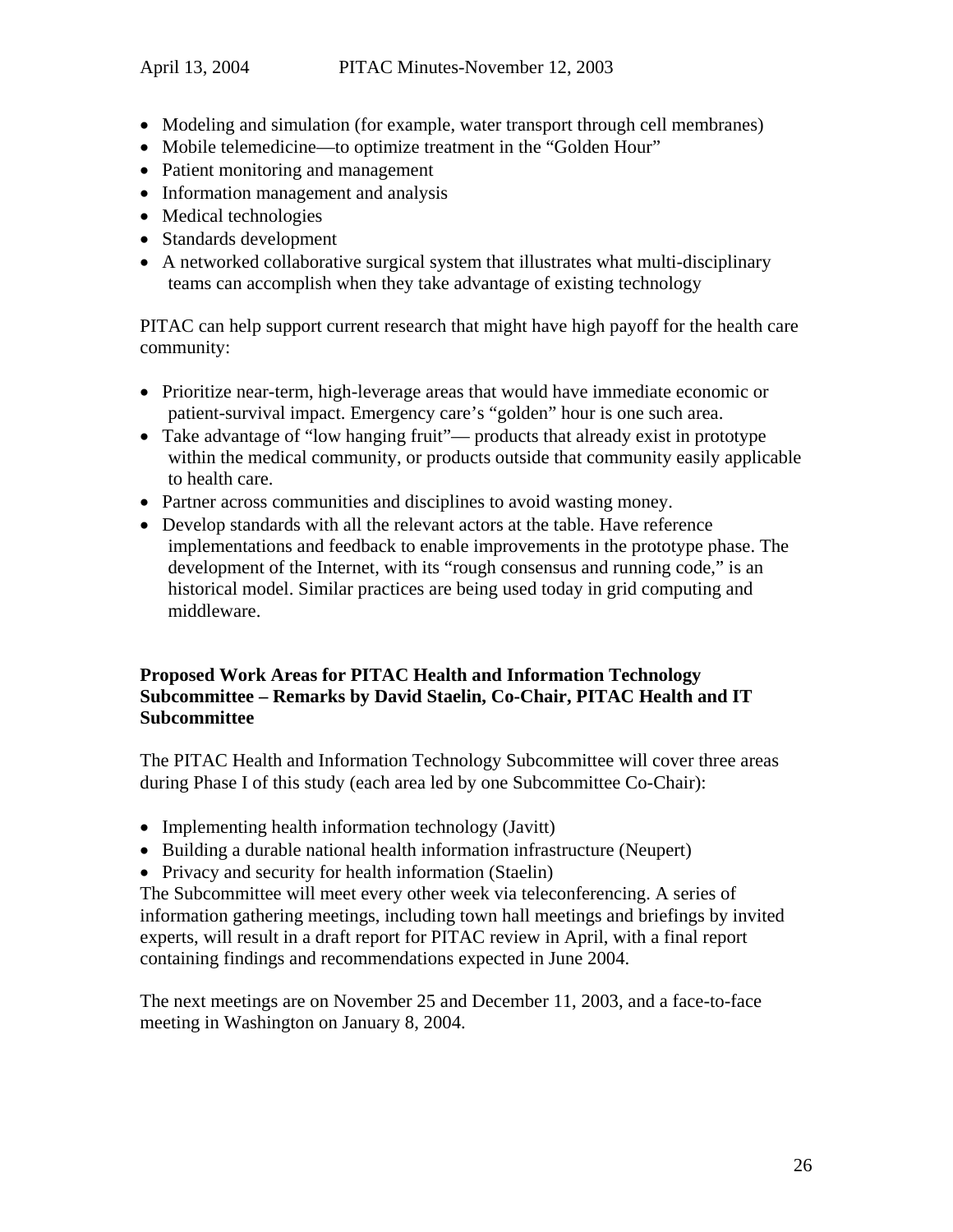- Modeling and simulation (for example, water transport through cell membranes)
- Mobile telemedicine—to optimize treatment in the "Golden Hour"
- Patient monitoring and management
- Information management and analysis
- Medical technologies
- Standards development
- A networked collaborative surgical system that illustrates what multi-disciplinary teams can accomplish when they take advantage of existing technology

PITAC can help support current research that might have high payoff for the health care community:

- Prioritize near-term, high-leverage areas that would have immediate economic or patient-survival impact. Emergency care's "golden" hour is one such area.
- Take advantage of "low hanging fruit"— products that already exist in prototype within the medical community, or products outside that community easily applicable to health care.
- Partner across communities and disciplines to avoid wasting money.
- Develop standards with all the relevant actors at the table. Have reference implementations and feedback to enable improvements in the prototype phase. The development of the Internet, with its "rough consensus and running code," is an historical model. Similar practices are being used today in grid computing and middleware.

**Proposed Work Areas for PITAC Health and Information Technology Subcommittee – Remarks by David Staelin, Co-Chair, PITAC Health and IT Subcommittee**

The PITAC Health and Information Technology Subcommittee will cover three areas during Phase I of this study (each area led by one Subcommittee Co-Chair):

- Implementing health information technology (Javitt)
- Building a durable national health information infrastructure (Neupert)
- Privacy and security for health information (Staelin)

The Subcommittee will meet every other week via teleconferencing. A series of information gathering meetings, including town hall meetings and briefings by invited experts, will result in a draft report for PITAC review in April, with a final report containing findings and recommendations expected in June 2004.

The next meetings are on November 25 and December 11, 2003, and a face-to-face meeting in Washington on January 8, 2004.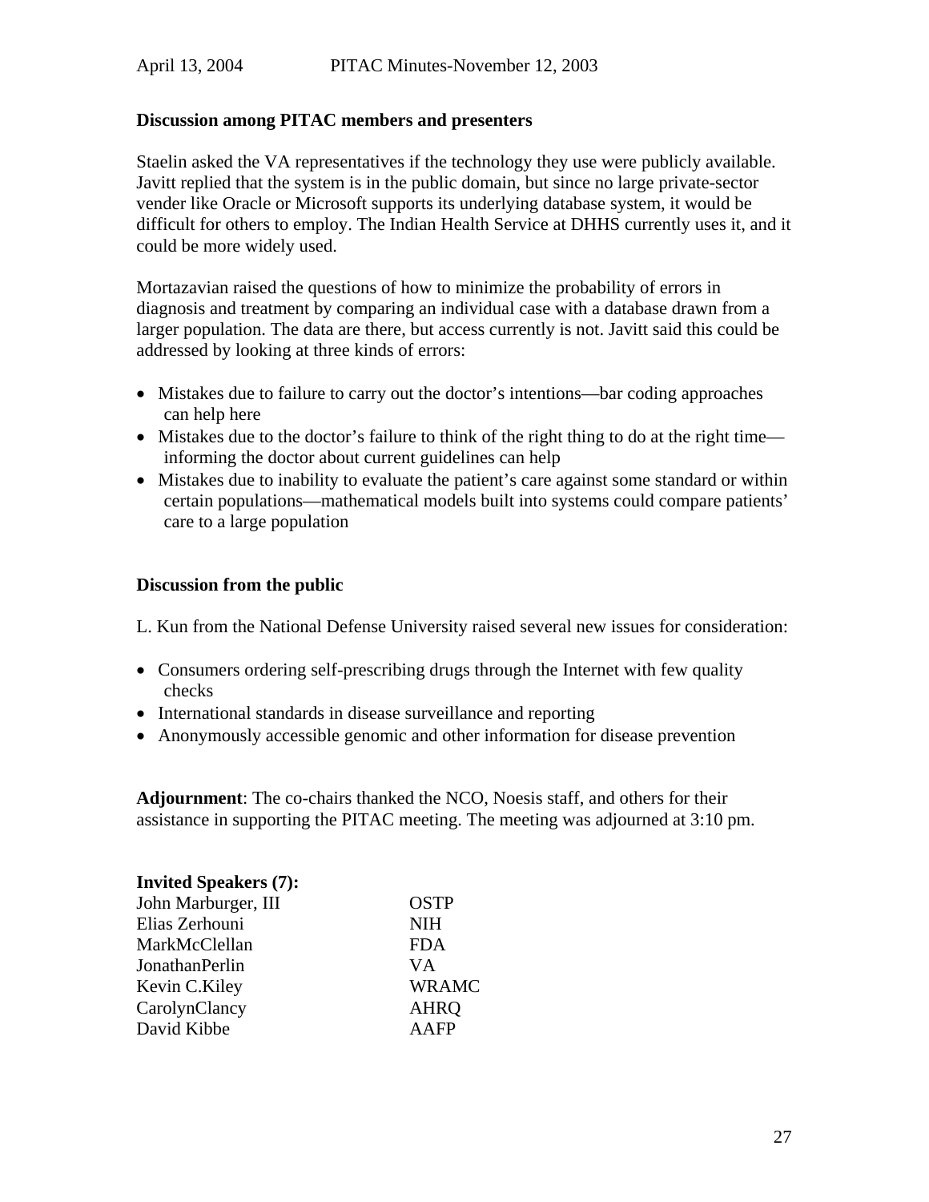**Discussion among PITAC members and presenters**

Staelin asked the VA representatives if the technology they use were publicly available. Javitt replied that the system is in the public domain, but since no large private-sector vender like Oracle or Microsoft supports its underlying database system, it would be difficult for others to employ. The Indian Health Service at DHHS currently uses it, and it could be more widely used.

Mortazavian raised the questions of how to minimize the probability of errors in diagnosis and treatment by comparing an individual case with a database drawn from a larger population. The data are there, but access currently is not. Javitt said this could be addressed by looking at three kinds of errors:

- Mistakes due to failure to carry out the doctor's intentions—bar coding approaches can help here
- Mistakes due to the doctor's failure to think of the right thing to do at the right time—informing the doctor about current guidelines can help
- Mistakes due to inability to evaluate the patient's care against some standard or within certain populations—mathematical models built into systems could compare patients' care to a large population

**Discussion from the public**

L. Kun from the National Defense University raised several new issues for consideration:

- Consumers ordering self-prescribing drugs through the Internet with few quality checks
- International standards in disease surveillance and reporting
- Anonymously accessible genomic and other information for disease prevention

**Adjournment**: The co-chairs thanked the NCO, Noesis staff, and others for their assistance in supporting the PITAC meeting. The meeting was adjourned at 3:10 pm.

**Invited Speakers (7):**

| | |
|---|---|
| John Marburger, III | OSTP |
| Elias Zerhouni | NIH |
| MarkMcClellan | FDA |
| JonathanPerlin | VA |
| Kevin C.Kiley | WRAMC |
| CarolynClancy | AHRQ |
| David Kibbe | AAFP |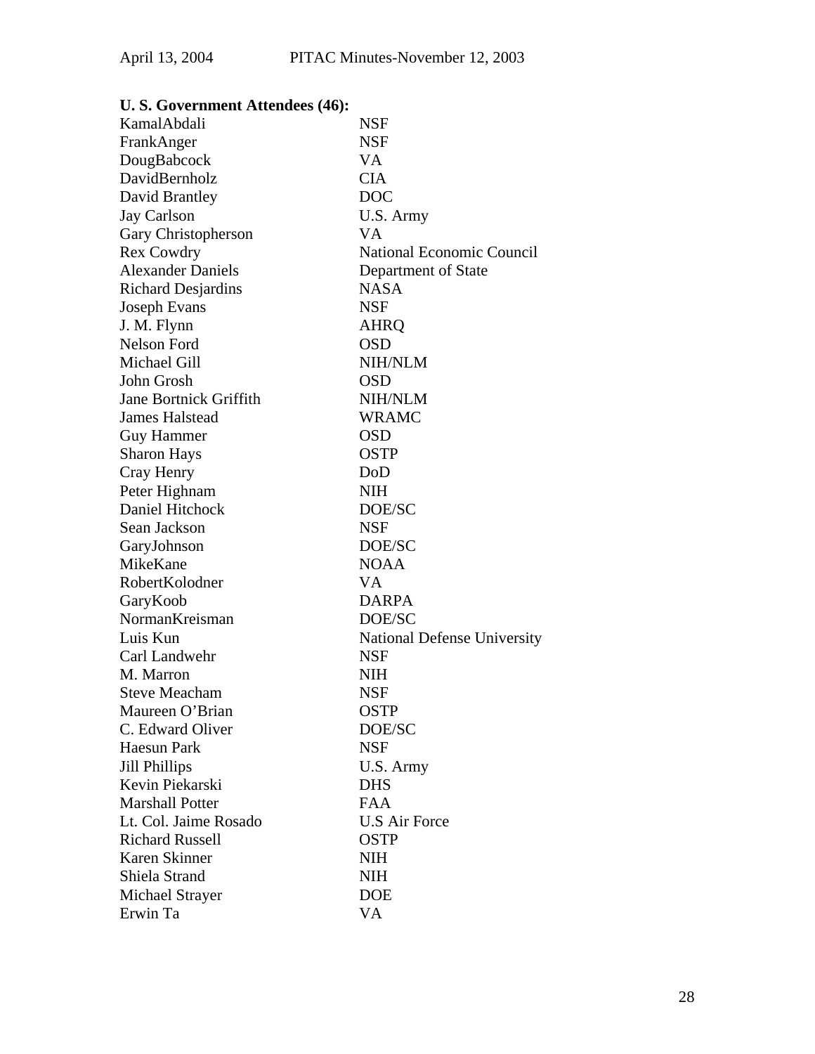**U. S. Government Attendees (46):**

| | |
|---|---|
| KamalAbdali | NSF |
| FrankAnger | NSF |
| DougBabcock | VA |
| DavidBernholz | CIA |
| David Brantley | DOC |
| Jay Carlson | U.S. Army |
| Gary Christopherson | VA |
| Rex Cowdry | National Economic Council |
| Alexander Daniels | Department of State |
| Richard Desjardins | NASA |
| Joseph Evans | NSF |
| J. M. Flynn | AHRQ |
| Nelson Ford | OSD |
| Michael Gill | NIH/NLM |
| John Grosh | OSD |
| Jane Bortnick Griffith | NIH/NLM |
| James Halstead | WRAMC |
| Guy Hammer | OSD |
| Sharon Hays | OSTP |
| Cray Henry | DoD |
| Peter Highnam | NIH |
| Daniel Hitchock | DOE/SC |
| Sean Jackson | NSF |
| GaryJohnson | DOE/SC |
| MikeKane | NOAA |
| RobertKolodner | VA |
| GaryKoob | DARPA |
| NormanKreisman | DOE/SC |
| Luis Kun | National Defense University |
| Carl Landwehr | NSF |
| M. Marron | NIH |
| Steve Meacham | NSF |
| Maureen O'Brian | OSTP |
| C. Edward Oliver | DOE/SC |
| Haesun Park | NSF |
| Jill Phillips | U.S. Army |
| Kevin Piekarski | DHS |
| Marshall Potter | FAA |
| Lt. Col. Jaime Rosado | U.S Air Force |
| Richard Russell | OSTP |
| Karen Skinner | NIH |
| Shiela Strand | NIH |
| Michael Strayer | DOE |
| Erwin Ta | VA |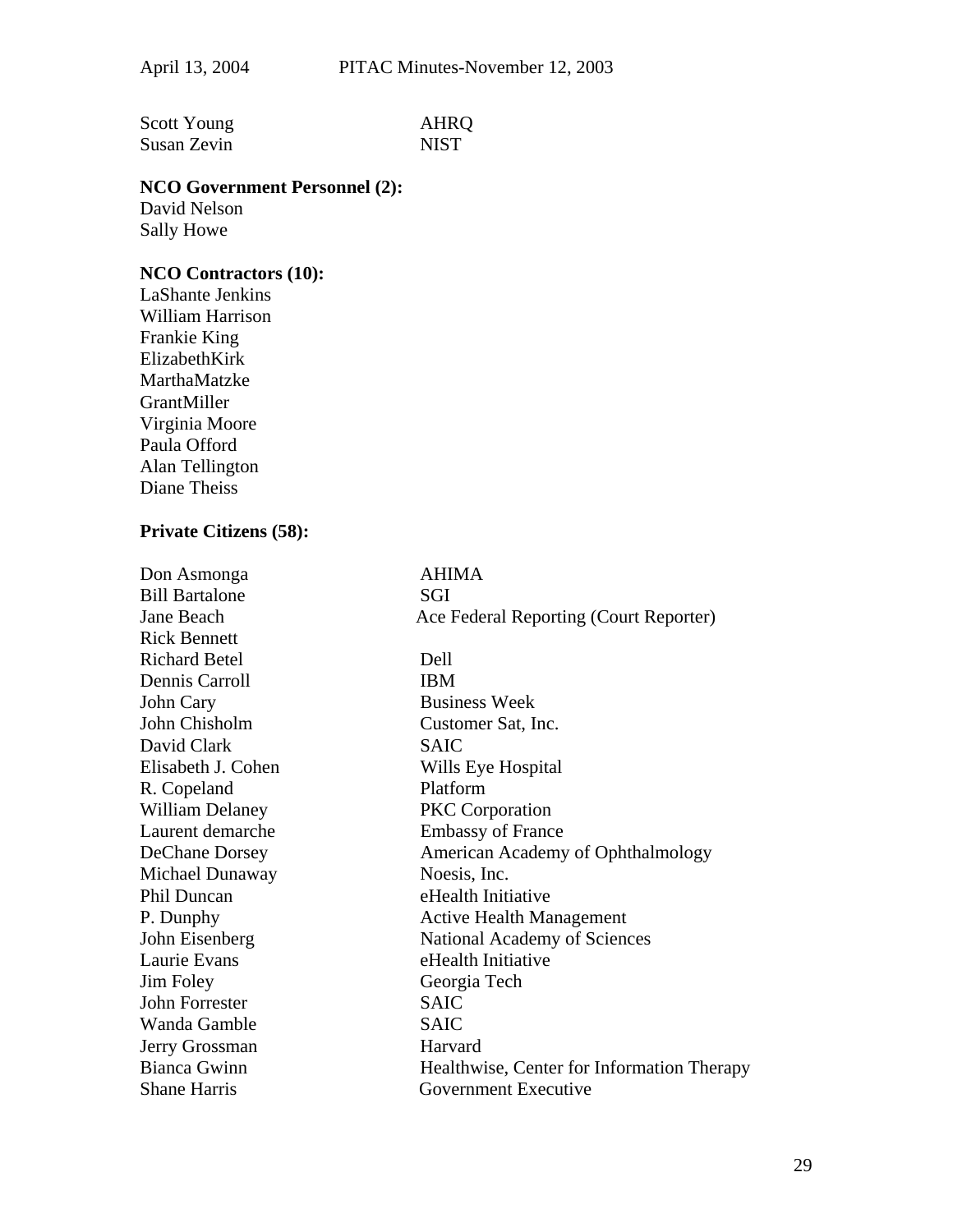| | |
|---|---|
| Scott Young | AHRQ |
| Susan Zevin | NIST |

**NCO Government Personnel (2):**

David Nelson
Sally Howe

**NCO Contractors (10):**

LaShante Jenkins
William Harrison
Frankie King
ElizabethKirk
MarthaMatzke
GrantMiller
Virginia Moore
Paula Offord
Alan Tellington
Diane Theiss

**Private Citizens (58):**

| | |
|---|---|
| Don Asmonga | AHIMA |
| Bill Bartalone | SGI |
| Jane Beach | Ace Federal Reporting (Court Reporter) |
| Rick Bennett | |
| Richard Betel | Dell |
| Dennis Carroll | IBM |
| John Cary | Business Week |
| John Chisholm | Customer Sat, Inc. |
| David Clark | SAIC |
| Elisabeth J. Cohen | Wills Eye Hospital |
| R. Copeland | Platform |
| William Delaney | PKC Corporation |
| Laurent demarche | Embassy of France |
| DeChane Dorsey | American Academy of Ophthalmology |
| Michael Dunaway | Noesis, Inc. |
| Phil Duncan | eHealth Initiative |
| P. Dunphy | Active Health Management |
| John Eisenberg | National Academy of Sciences |
| Laurie Evans | eHealth Initiative |
| Jim Foley | Georgia Tech |
| John Forrester | SAIC |
| Wanda Gamble | SAIC |
| Jerry Grossman | Harvard |
| Bianca Gwinn | Healthwise, Center for Information Therapy |
| Shane Harris | Government Executive |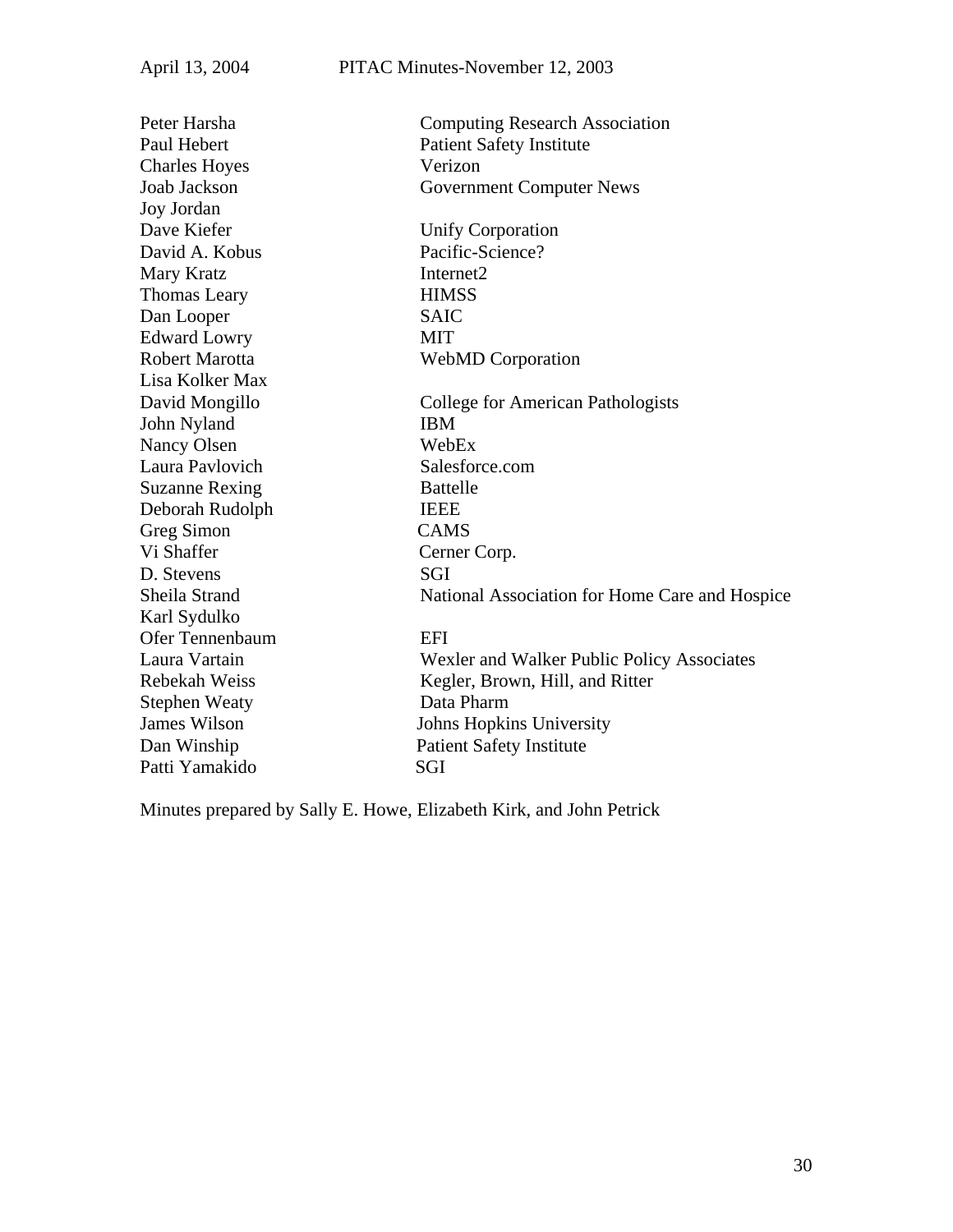| | |
|---|---|
| Peter Harsha | Computing Research Association |
| Paul Hebert | Patient Safety Institute |
| Charles Hoyes | Verizon |
| Joab Jackson | Government Computer News |
| Joy Jordan | |
| Dave Kiefer | Unify Corporation |
| David A. Kobus | Pacific-Science? |
| Mary Kratz | Internet2 |
| Thomas Leary | HIMSS |
| Dan Looper | SAIC |
| Edward Lowry | MIT |
| Robert Marotta | WebMD Corporation |
| Lisa Kolker Max | |
| David Mongillo | College for American Pathologists |
| John Nyland | IBM |
| Nancy Olsen | WebEx |
| Laura Pavlovich | Salesforce.com |
| Suzanne Rexing | Battelle |
| Deborah Rudolph | IEEE |
| Greg Simon | CAMS |
| Vi Shaffer | Cerner Corp. |
| D. Stevens | SGI |
| Sheila Strand | National Association for Home Care and Hospice |
| Karl Sydulko | |
| Ofer Tennenbaum | EFI |
| Laura Vartain | Wexler and Walker Public Policy Associates |
| Rebekah Weiss | Kegler, Brown, Hill, and Ritter |
| Stephen Weaty | Data Pharm |
| James Wilson | Johns Hopkins University |
| Dan Winship | Patient Safety Institute |
| Patti Yamakido | SGI |

Minutes prepared by Sally E. Howe, Elizabeth Kirk, and John Petrick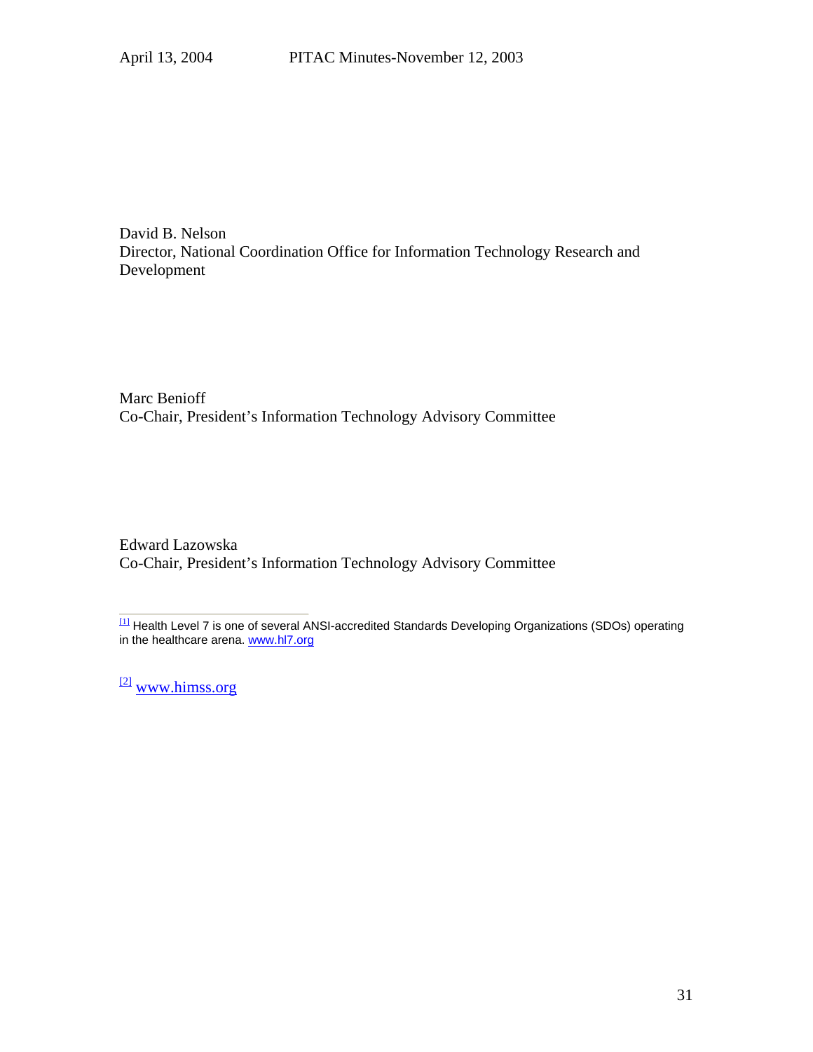David B. Nelson
Director, National Coordination Office for Information Technology Research and Development

Marc Benioff
Co-Chair, President's Information Technology Advisory Committee

Edward Lazowska
Co-Chair, President's Information Technology Advisory Committee

---

[1] Health Level 7 is one of several ANSI-accredited Standards Developing Organizations (SDOs) operating in the healthcare arena. www.hl7.org

[2] www.himss.org